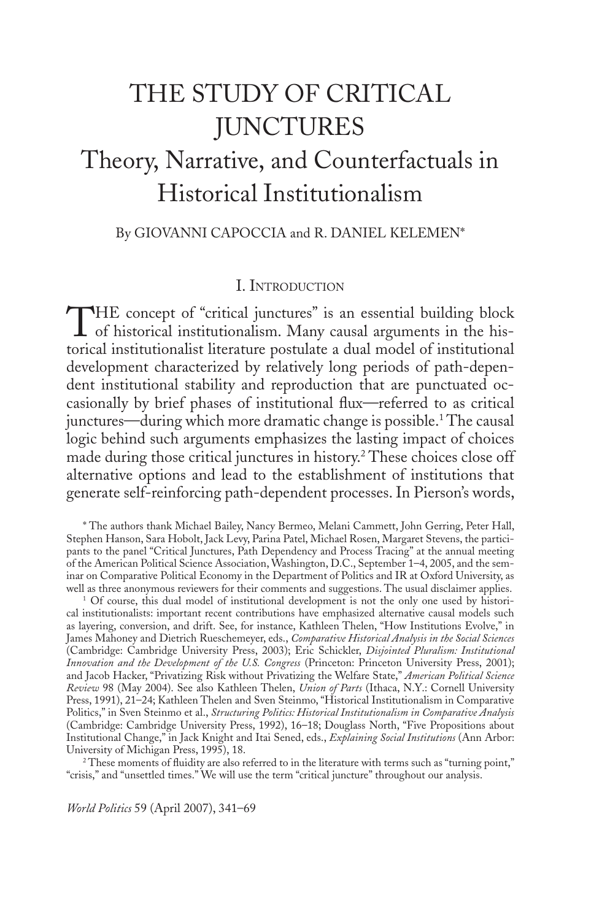# THE STUDY OF CRITICAL JUNCTURES

## Theory, Narrative, and Counterfactuals in Historical Institutionalism

By GIOVANNI CAPOCCIA and R. DANIEL KELEMEN*

### I. Introduction

THE concept of "critical junctures" is an essential building block of historical institutionalism. Many causal arguments in the historical institutionalist literature postulate a dual model of institutional development characterized by relatively long periods of path-dependent institutional stability and reproduction that are punctuated occasionally by brief phases of institutional flux—referred to as critical junctures—during which more dramatic change is possible.[1] The causal logic behind such arguments emphasizes the lasting impact of choices made during those critical junctures in history.[2] These choices close off alternative options and lead to the establishment of institutions that generate self-reinforcing path-dependent processes. In Pierson's words,

\* The authors thank Michael Bailey, Nancy Bermeo, Melani Cammett, John Gerring, Peter Hall, Stephen Hanson, Sara Hobolt, Jack Levy, Parina Patel, Michael Rosen, Margaret Stevens, the participants to the panel "Critical Junctures, Path Dependency and Process Tracing" at the annual meeting of the American Political Science Association, Washington, D.C., September 1–4, 2005, and the seminar on Comparative Political Economy in the Department of Politics and IR at Oxford University, as well as three anonymous reviewers for their comments and suggestions. The usual disclaimer applies.

[1] Of course, this dual model of institutional development is not the only one used by historical institutionalists: important recent contributions have emphasized alternative causal models such as layering, conversion, and drift. See, for instance, Kathleen Thelen, "How Institutions Evolve," in James Mahoney and Dietrich Rueschemeyer, eds., *Comparative Historical Analysis in the Social Sciences* (Cambridge: Cambridge University Press, 2003); Eric Schickler, *Disjointed Pluralism: Institutional Innovation and the Development of the U.S. Congress* (Princeton: Princeton University Press, 2001); and Jacob Hacker, "Privatizing Risk without Privatizing the Welfare State," *American Political Science Review* 98 (May 2004). See also Kathleen Thelen, *Union of Parts* (Ithaca, N.Y.: Cornell University Press, 1991), 21–24; Kathleen Thelen and Sven Steinmo, "Historical Institutionalism in Comparative Politics," in Sven Steinmo et al., *Structuring Politics: Historical Institutionalism in Comparative Analysis* (Cambridge: Cambridge University Press, 1992), 16–18; Douglass North, "Five Propositions about Institutional Change," in Jack Knight and Itai Sened, eds., *Explaining Social Institutions* (Ann Arbor: University of Michigan Press, 1995), 18.

[2] These moments of fluidity are also referred to in the literature with terms such as "turning point," "crisis," and "unsettled times." We will use the term "critical juncture" throughout our analysis.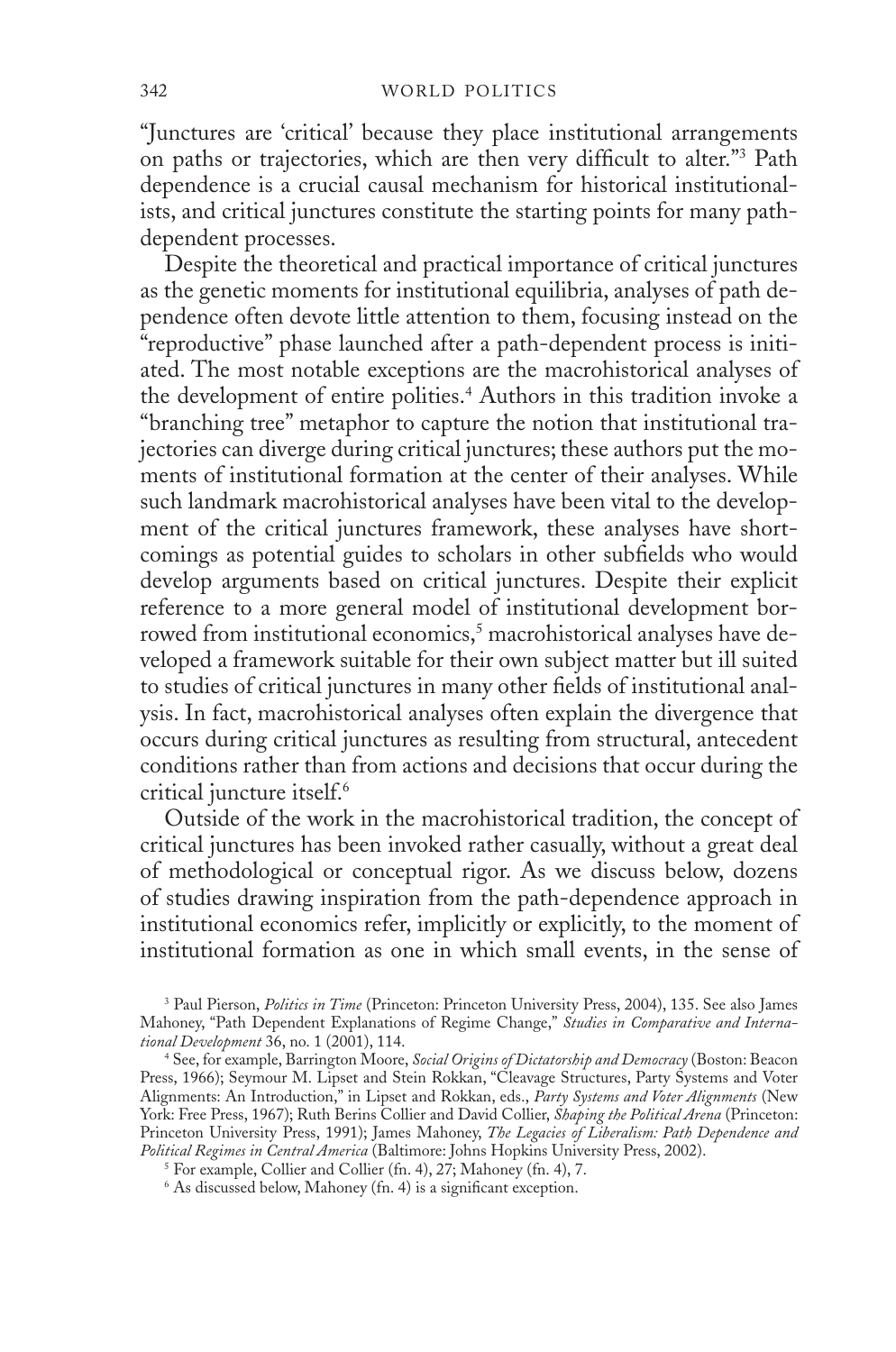"Junctures are 'critical' because they place institutional arrangements on paths or trajectories, which are then very difficult to alter."[3] Path dependence is a crucial causal mechanism for historical institutionalists, and critical junctures constitute the starting points for many path-dependent processes.

Despite the theoretical and practical importance of critical junctures as the genetic moments for institutional equilibria, analyses of path dependence often devote little attention to them, focusing instead on the "reproductive" phase launched after a path-dependent process is initiated. The most notable exceptions are the macrohistorical analyses of the development of entire polities.[4] Authors in this tradition invoke a "branching tree" metaphor to capture the notion that institutional trajectories can diverge during critical junctures; these authors put the moments of institutional formation at the center of their analyses. While such landmark macrohistorical analyses have been vital to the development of the critical junctures framework, these analyses have shortcomings as potential guides to scholars in other subfields who would develop arguments based on critical junctures. Despite their explicit reference to a more general model of institutional development borrowed from institutional economics,[5] macrohistorical analyses have developed a framework suitable for their own subject matter but ill suited to studies of critical junctures in many other fields of institutional analysis. In fact, macrohistorical analyses often explain the divergence that occurs during critical junctures as resulting from structural, antecedent conditions rather than from actions and decisions that occur during the critical juncture itself.[6]

Outside of the work in the macrohistorical tradition, the concept of critical junctures has been invoked rather casually, without a great deal of methodological or conceptual rigor. As we discuss below, dozens of studies drawing inspiration from the path-dependence approach in institutional economics refer, implicitly or explicitly, to the moment of institutional formation as one in which small events, in the sense of

[3] Paul Pierson, *Politics in Time* (Princeton: Princeton University Press, 2004), 135. See also James Mahoney, "Path Dependent Explanations of Regime Change," *Studies in Comparative and International Development* 36, no. 1 (2001), 114.

[4] See, for example, Barrington Moore, *Social Origins of Dictatorship and Democracy* (Boston: Beacon Press, 1966); Seymour M. Lipset and Stein Rokkan, "Cleavage Structures, Party Systems and Voter Alignments: An Introduction," in Lipset and Rokkan, eds., *Party Systems and Voter Alignments* (New York: Free Press, 1967); Ruth Berins Collier and David Collier, *Shaping the Political Arena* (Princeton: Princeton University Press, 1991); James Mahoney, *The Legacies of Liberalism: Path Dependence and Political Regimes in Central America* (Baltimore: Johns Hopkins University Press, 2002).

[5] For example, Collier and Collier (fn. 4), 27; Mahoney (fn. 4), 7.

[6] As discussed below, Mahoney (fn. 4) is a significant exception.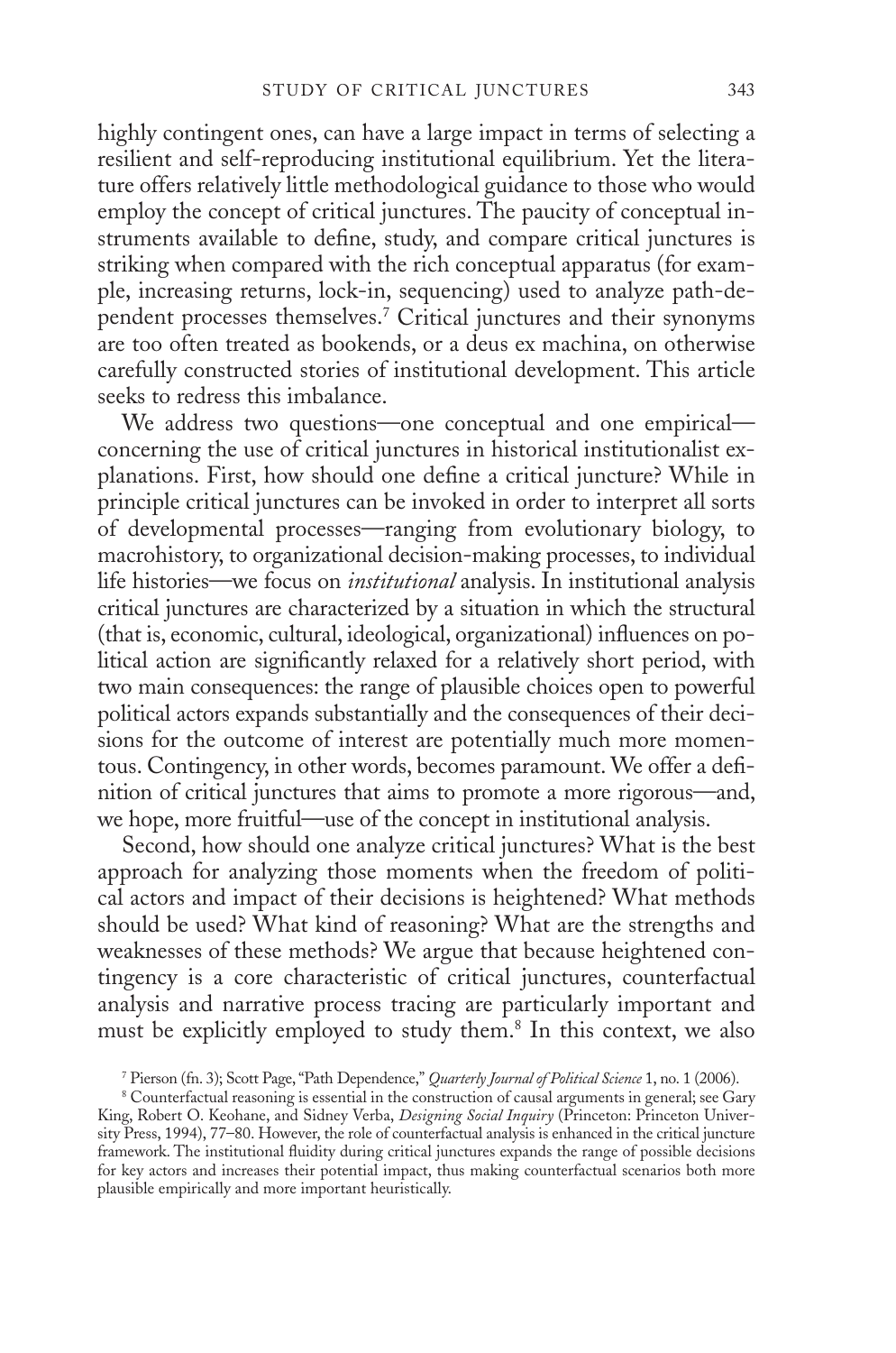highly contingent ones, can have a large impact in terms of selecting a resilient and self-reproducing institutional equilibrium. Yet the literature offers relatively little methodological guidance to those who would employ the concept of critical junctures. The paucity of conceptual instruments available to define, study, and compare critical junctures is striking when compared with the rich conceptual apparatus (for example, increasing returns, lock-in, sequencing) used to analyze path-dependent processes themselves.[7] Critical junctures and their synonyms are too often treated as bookends, or a deus ex machina, on otherwise carefully constructed stories of institutional development. This article seeks to redress this imbalance.

We address two questions—one conceptual and one empirical—concerning the use of critical junctures in historical institutionalist explanations. First, how should one define a critical juncture? While in principle critical junctures can be invoked in order to interpret all sorts of developmental processes—ranging from evolutionary biology, to macrohistory, to organizational decision-making processes, to individual life histories—we focus on *institutional* analysis. In institutional analysis critical junctures are characterized by a situation in which the structural (that is, economic, cultural, ideological, organizational) influences on political action are significantly relaxed for a relatively short period, with two main consequences: the range of plausible choices open to powerful political actors expands substantially and the consequences of their decisions for the outcome of interest are potentially much more momentous. Contingency, in other words, becomes paramount. We offer a definition of critical junctures that aims to promote a more rigorous—and, we hope, more fruitful—use of the concept in institutional analysis.

Second, how should one analyze critical junctures? What is the best approach for analyzing those moments when the freedom of political actors and impact of their decisions is heightened? What methods should be used? What kind of reasoning? What are the strengths and weaknesses of these methods? We argue that because heightened contingency is a core characteristic of critical junctures, counterfactual analysis and narrative process tracing are particularly important and must be explicitly employed to study them.[8] In this context, we also

[7] Pierson (fn. 3); Scott Page, "Path Dependence," *Quarterly Journal of Political Science* 1, no. 1 (2006).

[8] Counterfactual reasoning is essential in the construction of causal arguments in general; see Gary King, Robert O. Keohane, and Sidney Verba, *Designing Social Inquiry* (Princeton: Princeton University Press, 1994), 77–80. However, the role of counterfactual analysis is enhanced in the critical juncture framework. The institutional fluidity during critical junctures expands the range of possible decisions for key actors and increases their potential impact, thus making counterfactual scenarios both more plausible empirically and more important heuristically.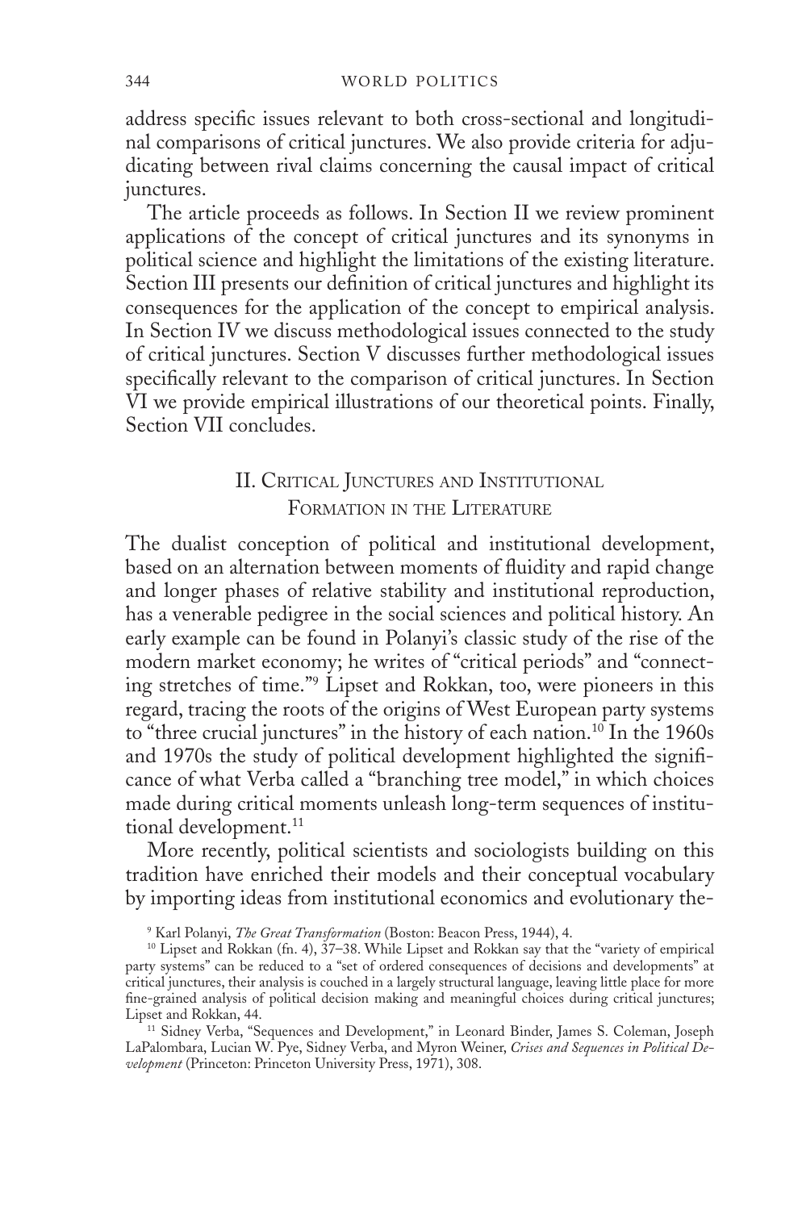address specific issues relevant to both cross-sectional and longitudinal comparisons of critical junctures. We also provide criteria for adjudicating between rival claims concerning the causal impact of critical junctures.

The article proceeds as follows. In Section II we review prominent applications of the concept of critical junctures and its synonyms in political science and highlight the limitations of the existing literature. Section III presents our definition of critical junctures and highlight its consequences for the application of the concept to empirical analysis. In Section IV we discuss methodological issues connected to the study of critical junctures. Section V discusses further methodological issues specifically relevant to the comparison of critical junctures. In Section VI we provide empirical illustrations of our theoretical points. Finally, Section VII concludes.

## II. Critical Junctures and Institutional Formation in the Literature

The dualist conception of political and institutional development, based on an alternation between moments of fluidity and rapid change and longer phases of relative stability and institutional reproduction, has a venerable pedigree in the social sciences and political history. An early example can be found in Polanyi's classic study of the rise of the modern market economy; he writes of "critical periods" and "connecting stretches of time."[9] Lipset and Rokkan, too, were pioneers in this regard, tracing the roots of the origins of West European party systems to "three crucial junctures" in the history of each nation.[10] In the 1960s and 1970s the study of political development highlighted the significance of what Verba called a "branching tree model," in which choices made during critical moments unleash long-term sequences of institutional development.[11]

More recently, political scientists and sociologists building on this tradition have enriched their models and their conceptual vocabulary by importing ideas from institutional economics and evolutionary the-

[9] Karl Polanyi, *The Great Transformation* (Boston: Beacon Press, 1944), 4.

[10] Lipset and Rokkan (fn. 4), 37–38. While Lipset and Rokkan say that the "variety of empirical party systems" can be reduced to a "set of ordered consequences of decisions and developments" at critical junctures, their analysis is couched in a largely structural language, leaving little place for more fine-grained analysis of political decision making and meaningful choices during critical junctures; Lipset and Rokkan, 44.

[11] Sidney Verba, "Sequences and Development," in Leonard Binder, James S. Coleman, Joseph LaPalombara, Lucian W. Pye, Sidney Verba, and Myron Weiner, *Crises and Sequences in Political Development* (Princeton: Princeton University Press, 1971), 308.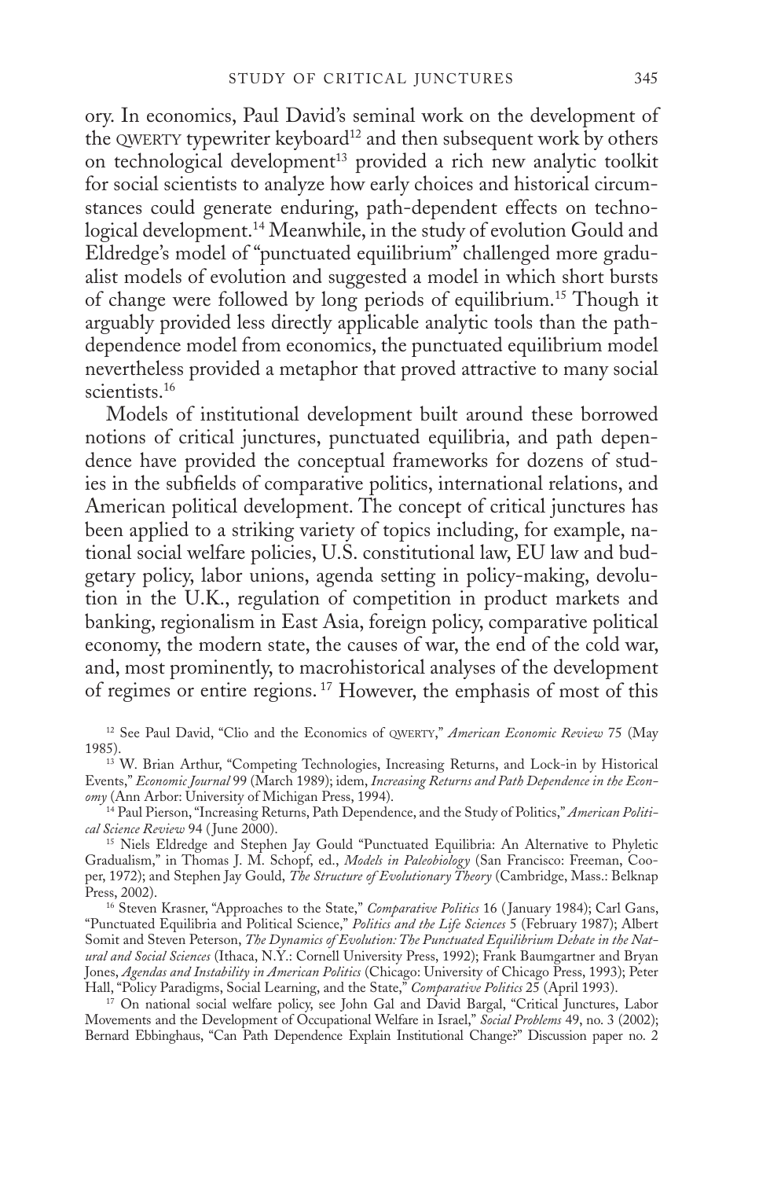ory. In economics, Paul David's seminal work on the development of the QWERTY typewriter keyboard[12] and then subsequent work by others on technological development[13] provided a rich new analytic toolkit for social scientists to analyze how early choices and historical circumstances could generate enduring, path-dependent effects on technological development.[14] Meanwhile, in the study of evolution Gould and Eldredge's model of "punctuated equilibrium" challenged more gradualist models of evolution and suggested a model in which short bursts of change were followed by long periods of equilibrium.[15] Though it arguably provided less directly applicable analytic tools than the path-dependence model from economics, the punctuated equilibrium model nevertheless provided a metaphor that proved attractive to many social scientists.[16]

Models of institutional development built around these borrowed notions of critical junctures, punctuated equilibria, and path dependence have provided the conceptual frameworks for dozens of studies in the subfields of comparative politics, international relations, and American political development. The concept of critical junctures has been applied to a striking variety of topics including, for example, national social welfare policies, U.S. constitutional law, EU law and budgetary policy, labor unions, agenda setting in policy-making, devolution in the U.K., regulation of competition in product markets and banking, regionalism in East Asia, foreign policy, comparative political economy, the modern state, the causes of war, the end of the cold war, and, most prominently, to macrohistorical analyses of the development of regimes or entire regions.[17] However, the emphasis of most of this

[12] See Paul David, "Clio and the Economics of QWERTY," *American Economic Review* 75 (May 1985).

[13] W. Brian Arthur, "Competing Technologies, Increasing Returns, and Lock-in by Historical Events," *Economic Journal* 99 (March 1989); idem, *Increasing Returns and Path Dependence in the Economy* (Ann Arbor: University of Michigan Press, 1994).

[14] Paul Pierson, "Increasing Returns, Path Dependence, and the Study of Politics," *American Political Science Review* 94 (June 2000).

[15] Niels Eldredge and Stephen Jay Gould "Punctuated Equilibria: An Alternative to Phyletic Gradualism," in Thomas J. M. Schopf, ed., *Models in Paleobiology* (San Francisco: Freeman, Cooper, 1972); and Stephen Jay Gould, *The Structure of Evolutionary Theory* (Cambridge, Mass.: Belknap Press, 2002).

[16] Steven Krasner, "Approaches to the State," *Comparative Politics* 16 (January 1984); Carl Gans, "Punctuated Equilibria and Political Science," *Politics and the Life Sciences* 5 (February 1987); Albert Somit and Steven Peterson, *The Dynamics of Evolution: The Punctuated Equilibrium Debate in the Natural and Social Sciences* (Ithaca, N.Y.: Cornell University Press, 1992); Frank Baumgartner and Bryan Jones, *Agendas and Instability in American Politics* (Chicago: University of Chicago Press, 1993); Peter Hall, "Policy Paradigms, Social Learning, and the State," *Comparative Politics* 25 (April 1993).

[17] On national social welfare policy, see John Gal and David Bargal, "Critical Junctures, Labor Movements and the Development of Occupational Welfare in Israel," *Social Problems* 49, no. 3 (2002); Bernard Ebbinghaus, "Can Path Dependence Explain Institutional Change?" Discussion paper no. 2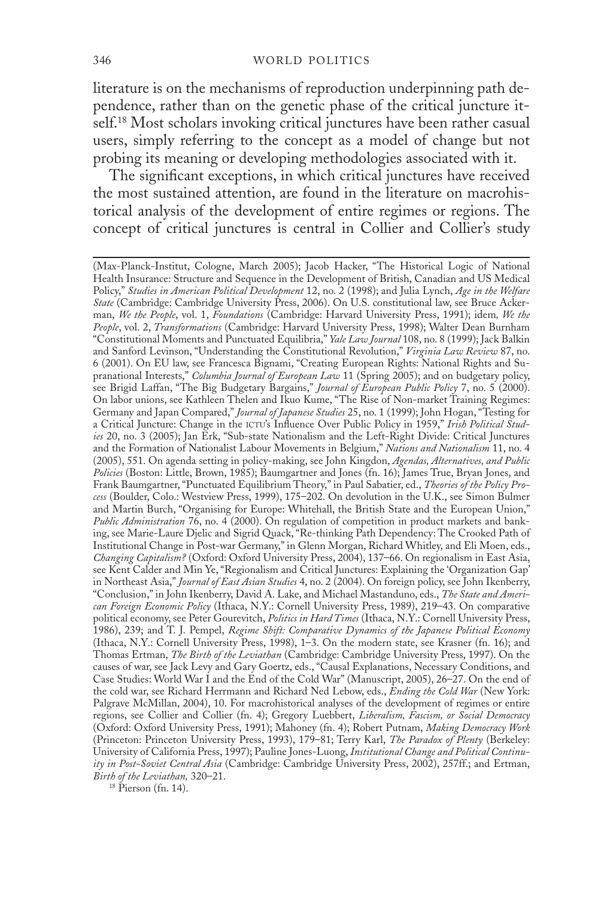literature is on the mechanisms of reproduction underpinning path dependence, rather than on the genetic phase of the critical juncture itself.[18] Most scholars invoking critical junctures have been rather casual users, simply referring to the concept as a model of change but not probing its meaning or developing methodologies associated with it.

The significant exceptions, in which critical junctures have received the most sustained attention, are found in the literature on macrohistorical analysis of the development of entire regimes or regions. The concept of critical junctures is central in Collier and Collier's study

(Max-Planck-Institut, Cologne, March 2005); Jacob Hacker, "The Historical Logic of National Health Insurance: Structure and Sequence in the Development of British, Canadian and US Medical Policy," *Studies in American Political Development* 12, no. 2 (1998); and Julia Lynch, *Age in the Welfare State* (Cambridge: Cambridge University Press, 2006). On U.S. constitutional law, see Bruce Ackerman, *We the People*, vol. 1, *Foundations* (Cambridge: Harvard University Press, 1991); idem, *We the People*, vol. 2, *Transformations* (Cambridge: Harvard University Press, 1998); Walter Dean Burnham "Constitutional Moments and Punctuated Equilibria," *Yale Law Journal* 108, no. 8 (1999); Jack Balkin and Sanford Levinson, "Understanding the Constitutional Revolution," *Virginia Law Review* 87, no. 6 (2001). On EU law, see Francesca Bignami, "Creating European Rights: National Rights and Supranational Interests," *Columbia Journal of European Law* 11 (Spring 2005); and on budgetary policy, see Brigid Laffan, "The Big Budgetary Bargains," *Journal of European Public Policy* 7, no. 5 (2000). On labor unions, see Kathleen Thelen and Ikuo Kume, "The Rise of Non-market Training Regimes: Germany and Japan Compared," *Journal of Japanese Studies* 25, no. 1 (1999); John Hogan, "Testing for a Critical Juncture: Change in the ICTU's Influence Over Public Policy in 1959," *Irish Political Studies* 20, no. 3 (2005); Jan Erk, "Sub-state Nationalism and the Left-Right Divide: Critical Junctures and the Formation of Nationalist Labour Movements in Belgium," *Nations and Nationalism* 11, no. 4 (2005), 551. On agenda setting in policy-making, see John Kingdon, *Agendas, Alternatives, and Public Policies* (Boston: Little, Brown, 1985); Baumgartner and Jones (fn. 16); James True, Bryan Jones, and Frank Baumgartner, "Punctuated Equilibrium Theory," in Paul Sabatier, ed., *Theories of the Policy Process* (Boulder, Colo.: Westview Press, 1999), 175–202. On devolution in the U.K., see Simon Bulmer and Martin Burch, "Organising for Europe: Whitehall, the British State and the European Union," *Public Administration* 76, no. 4 (2000). On regulation of competition in product markets and banking, see Marie-Laure Djelic and Sigrid Quack, "Re-thinking Path Dependency: The Crooked Path of Institutional Change in Post-war Germany," in Glenn Morgan, Richard Whitley, and Eli Moen, eds., *Changing Capitalism?* (Oxford: Oxford University Press, 2004), 137–66. On regionalism in East Asia, see Kent Calder and Min Ye, "Regionalism and Critical Junctures: Explaining the 'Organization Gap' in Northeast Asia," *Journal of East Asian Studies* 4, no. 2 (2004). On foreign policy, see John Ikenberry, "Conclusion," in John Ikenberry, David A. Lake, and Michael Mastanduno, eds., *The State and American Foreign Economic Policy* (Ithaca, N.Y.: Cornell University Press, 1989), 219–43. On comparative political economy, see Peter Gourevitch, *Politics in Hard Times* (Ithaca, N.Y.: Cornell University Press, 1986), 239; and T. J. Pempel, *Regime Shift: Comparative Dynamics of the Japanese Political Economy* (Ithaca, N.Y.: Cornell University Press, 1998), 1–3. On the modern state, see Krasner (fn. 16); and Thomas Ertman, *The Birth of the Leviathan* (Cambridge: Cambridge University Press, 1997). On the causes of war, see Jack Levy and Gary Goertz, eds., "Causal Explanations, Necessary Conditions, and Case Studies: World War I and the End of the Cold War" (Manuscript, 2005), 26–27. On the end of the cold war, see Richard Herrmann and Richard Ned Lebow, eds., *Ending the Cold War* (New York: Palgrave McMillan, 2004), 10. For macrohistorical analyses of the development of regimes or entire regions, see Collier and Collier (fn. 4); Gregory Luebbert, *Liberalism, Fascism, or Social Democracy* (Oxford: Oxford University Press, 1991); Mahoney (fn. 4); Robert Putnam, *Making Democracy Work* (Princeton: Princeton University Press, 1993), 179–81; Terry Karl, *The Paradox of Plenty* (Berkeley: University of California Press, 1997); Pauline Jones-Luong, *Institutional Change and Political Continuity in Post-Soviet Central Asia* (Cambridge: Cambridge University Press, 2002), 257ff.; and Ertman, *Birth of the Leviathan,* 320–21.

[18] Pierson (fn. 14).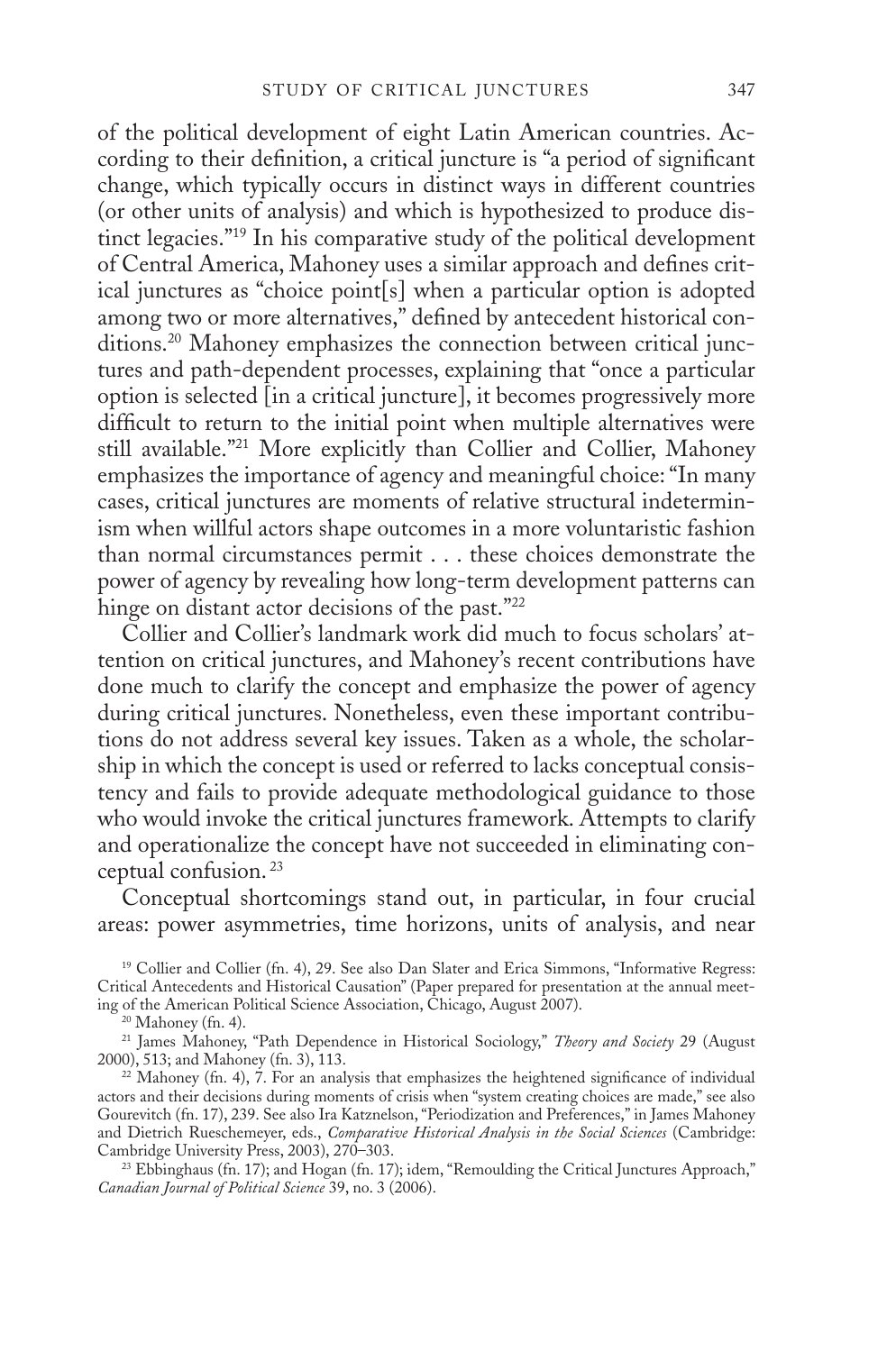of the political development of eight Latin American countries. According to their definition, a critical juncture is "a period of significant change, which typically occurs in distinct ways in different countries (or other units of analysis) and which is hypothesized to produce distinct legacies."[19] In his comparative study of the political development of Central America, Mahoney uses a similar approach and defines critical junctures as "choice point[s] when a particular option is adopted among two or more alternatives," defined by antecedent historical conditions.[20] Mahoney emphasizes the connection between critical junctures and path-dependent processes, explaining that "once a particular option is selected [in a critical juncture], it becomes progressively more difficult to return to the initial point when multiple alternatives were still available."[21] More explicitly than Collier and Collier, Mahoney emphasizes the importance of agency and meaningful choice: "In many cases, critical junctures are moments of relative structural indeterminism when willful actors shape outcomes in a more voluntaristic fashion than normal circumstances permit . . . these choices demonstrate the power of agency by revealing how long-term development patterns can hinge on distant actor decisions of the past."[22]

Collier and Collier's landmark work did much to focus scholars' attention on critical junctures, and Mahoney's recent contributions have done much to clarify the concept and emphasize the power of agency during critical junctures. Nonetheless, even these important contributions do not address several key issues. Taken as a whole, the scholarship in which the concept is used or referred to lacks conceptual consistency and fails to provide adequate methodological guidance to those who would invoke the critical junctures framework. Attempts to clarify and operationalize the concept have not succeeded in eliminating conceptual confusion.[23]

Conceptual shortcomings stand out, in particular, in four crucial areas: power asymmetries, time horizons, units of analysis, and near

[19] Collier and Collier (fn. 4), 29. See also Dan Slater and Erica Simmons, "Informative Regress: Critical Antecedents and Historical Causation" (Paper prepared for presentation at the annual meeting of the American Political Science Association, Chicago, August 2007).

[20] Mahoney (fn. 4).

[21] James Mahoney, "Path Dependence in Historical Sociology," *Theory and Society* 29 (August 2000), 513; and Mahoney (fn. 3), 113.

[22] Mahoney (fn. 4), 7. For an analysis that emphasizes the heightened significance of individual actors and their decisions during moments of crisis when "system creating choices are made," see also Gourevitch (fn. 17), 239. See also Ira Katznelson, "Periodization and Preferences," in James Mahoney and Dietrich Rueschemeyer, eds., *Comparative Historical Analysis in the Social Sciences* (Cambridge: Cambridge University Press, 2003), 270–303.

[23] Ebbinghaus (fn. 17); and Hogan (fn. 17); idem, "Remoulding the Critical Junctures Approach," *Canadian Journal of Political Science* 39, no. 3 (2006).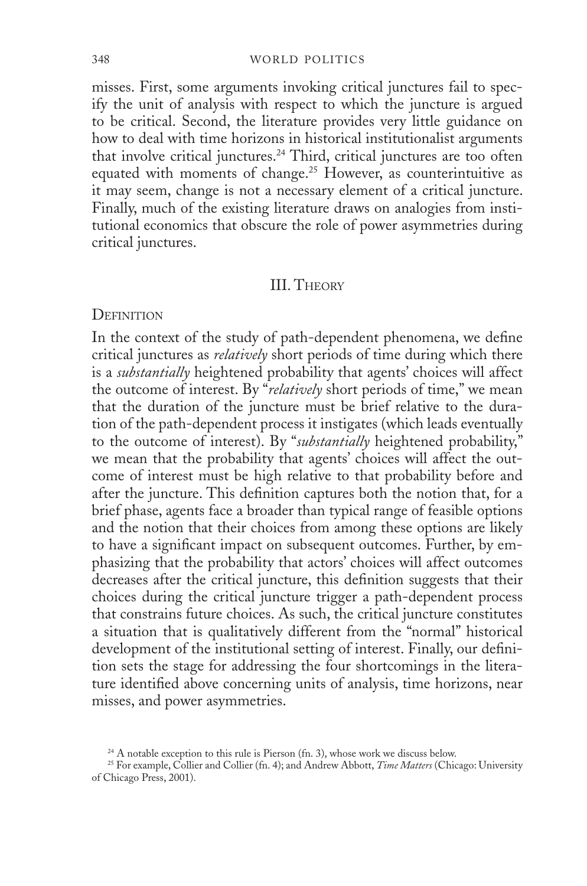misses. First, some arguments invoking critical junctures fail to specify the unit of analysis with respect to which the juncture is argued to be critical. Second, the literature provides very little guidance on how to deal with time horizons in historical institutionalist arguments that involve critical junctures.[24] Third, critical junctures are too often equated with moments of change.[25] However, as counterintuitive as it may seem, change is not a necessary element of a critical juncture. Finally, much of the existing literature draws on analogies from institutional economics that obscure the role of power asymmetries during critical junctures.

## III. Theory

### Definition

In the context of the study of path-dependent phenomena, we define critical junctures as *relatively* short periods of time during which there is a *substantially* heightened probability that agents' choices will affect the outcome of interest. By "*relatively* short periods of time," we mean that the duration of the juncture must be brief relative to the duration of the path-dependent process it instigates (which leads eventually to the outcome of interest). By "*substantially* heightened probability," we mean that the probability that agents' choices will affect the outcome of interest must be high relative to that probability before and after the juncture. This definition captures both the notion that, for a brief phase, agents face a broader than typical range of feasible options and the notion that their choices from among these options are likely to have a significant impact on subsequent outcomes. Further, by emphasizing that the probability that actors' choices will affect outcomes decreases after the critical juncture, this definition suggests that their choices during the critical juncture trigger a path-dependent process that constrains future choices. As such, the critical juncture constitutes a situation that is qualitatively different from the "normal" historical development of the institutional setting of interest. Finally, our definition sets the stage for addressing the four shortcomings in the literature identified above concerning units of analysis, time horizons, near misses, and power asymmetries.

[24] A notable exception to this rule is Pierson (fn. 3), whose work we discuss below.

[25] For example, Collier and Collier (fn. 4); and Andrew Abbott, *Time Matters* (Chicago: University of Chicago Press, 2001).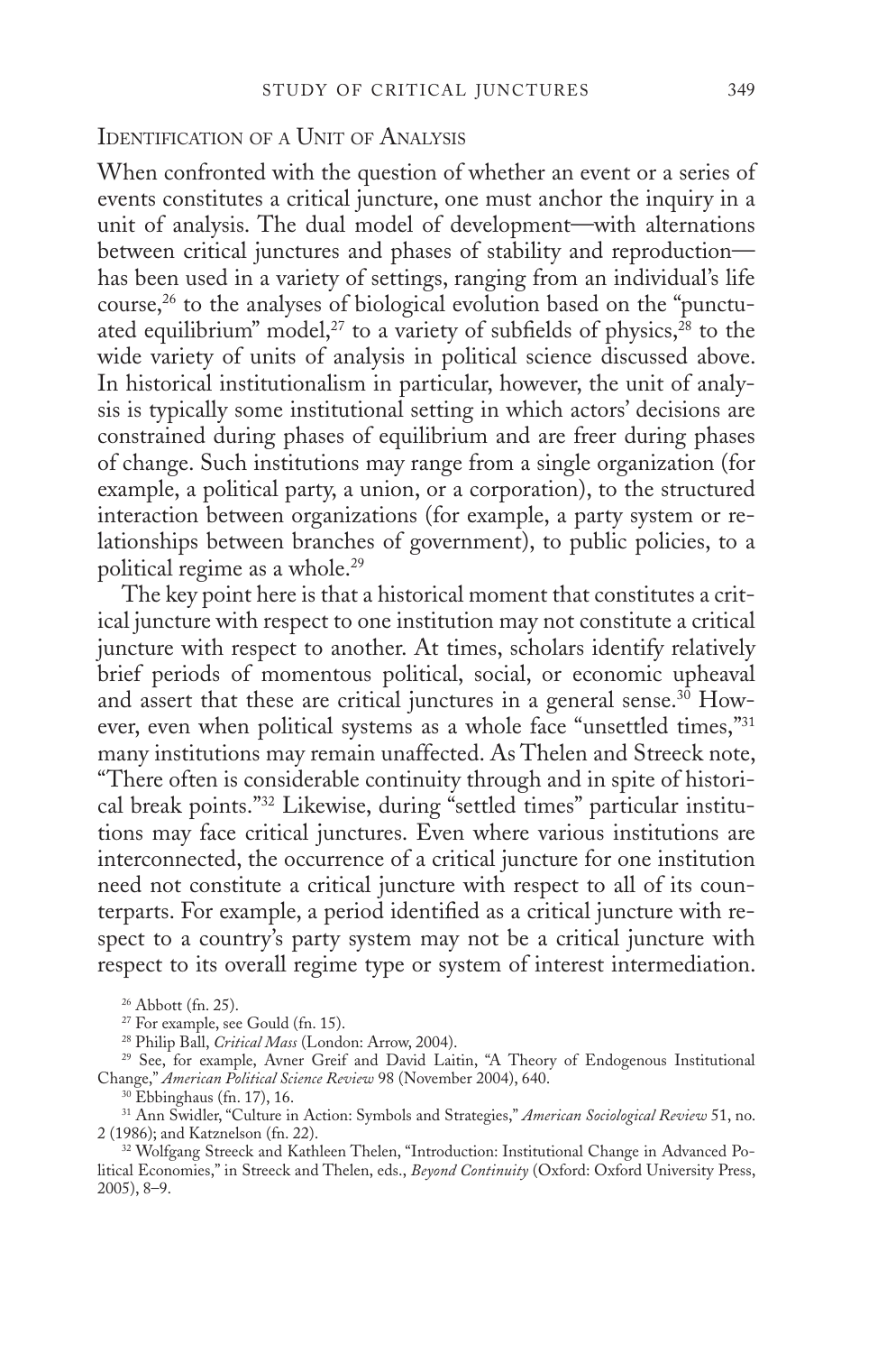## Identification of a Unit of Analysis

When confronted with the question of whether an event or a series of events constitutes a critical juncture, one must anchor the inquiry in a unit of analysis. The dual model of development—with alternations between critical junctures and phases of stability and reproduction—has been used in a variety of settings, ranging from an individual's life course,[26] to the analyses of biological evolution based on the "punctuated equilibrium" model,[27] to a variety of subfields of physics,[28] to the wide variety of units of analysis in political science discussed above. In historical institutionalism in particular, however, the unit of analysis is typically some institutional setting in which actors' decisions are constrained during phases of equilibrium and are freer during phases of change. Such institutions may range from a single organization (for example, a political party, a union, or a corporation), to the structured interaction between organizations (for example, a party system or relationships between branches of government), to public policies, to a political regime as a whole.[29]

The key point here is that a historical moment that constitutes a critical juncture with respect to one institution may not constitute a critical juncture with respect to another. At times, scholars identify relatively brief periods of momentous political, social, or economic upheaval and assert that these are critical junctures in a general sense.[30] However, even when political systems as a whole face "unsettled times,"[31] many institutions may remain unaffected. As Thelen and Streeck note, "There often is considerable continuity through and in spite of historical break points."[32] Likewise, during "settled times" particular institutions may face critical junctures. Even where various institutions are interconnected, the occurrence of a critical juncture for one institution need not constitute a critical juncture with respect to all of its counterparts. For example, a period identified as a critical juncture with respect to a country's party system may not be a critical juncture with respect to its overall regime type or system of interest intermediation.

[26] Abbott (fn. 25).

[27] For example, see Gould (fn. 15).

[28] Philip Ball, *Critical Mass* (London: Arrow, 2004).

[29] See, for example, Avner Greif and David Laitin, "A Theory of Endogenous Institutional Change," *American Political Science Review* 98 (November 2004), 640.

[30] Ebbinghaus (fn. 17), 16.

[31] Ann Swidler, "Culture in Action: Symbols and Strategies," *American Sociological Review* 51, no. 2 (1986); and Katznelson (fn. 22).

[32] Wolfgang Streeck and Kathleen Thelen, "Introduction: Institutional Change in Advanced Political Economies," in Streeck and Thelen, eds., *Beyond Continuity* (Oxford: Oxford University Press, 2005), 8–9.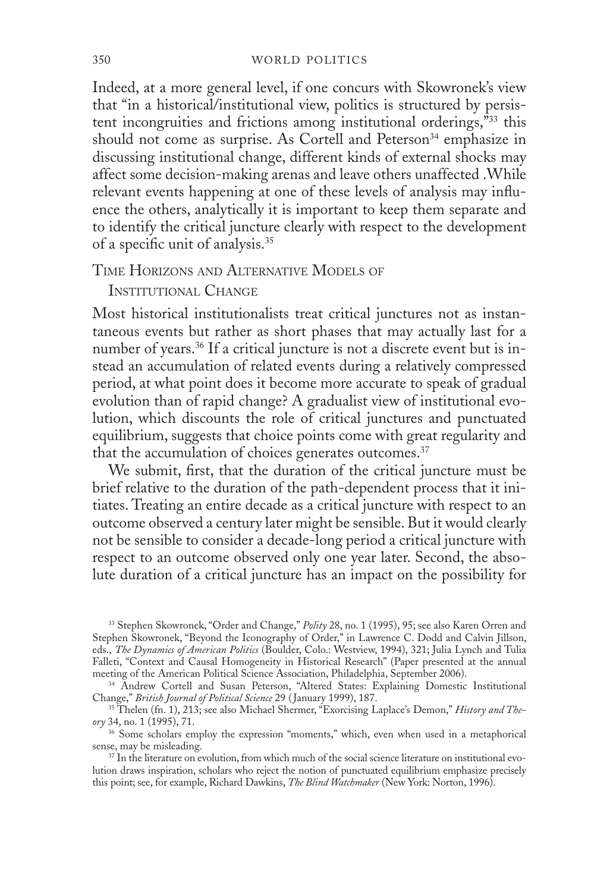Indeed, at a more general level, if one concurs with Skowronek's view that "in a historical/institutional view, politics is structured by persistent incongruities and frictions among institutional orderings,"[33] this should not come as surprise. As Cortell and Peterson[34] emphasize in discussing institutional change, different kinds of external shocks may affect some decision-making arenas and leave others unaffected .While relevant events happening at one of these levels of analysis may influence the others, analytically it is important to keep them separate and to identify the critical juncture clearly with respect to the development of a specific unit of analysis.[35]

## Time Horizons and Alternative Models of Institutional Change

Most historical institutionalists treat critical junctures not as instantaneous events but rather as short phases that may actually last for a number of years.[36] If a critical juncture is not a discrete event but is instead an accumulation of related events during a relatively compressed period, at what point does it become more accurate to speak of gradual evolution than of rapid change? A gradualist view of institutional evolution, which discounts the role of critical junctures and punctuated equilibrium, suggests that choice points come with great regularity and that the accumulation of choices generates outcomes.[37]

We submit, first, that the duration of the critical juncture must be brief relative to the duration of the path-dependent process that it initiates. Treating an entire decade as a critical juncture with respect to an outcome observed a century later might be sensible. But it would clearly not be sensible to consider a decade-long period a critical juncture with respect to an outcome observed only one year later. Second, the absolute duration of a critical juncture has an impact on the possibility for

---

[33] Stephen Skowronek, "Order and Change," *Polity* 28, no. 1 (1995), 95; see also Karen Orren and Stephen Skowronek, "Beyond the Iconography of Order," in Lawrence C. Dodd and Calvin Jillson, eds., *The Dynamics of American Politics* (Boulder, Colo.: Westview, 1994), 321; Julia Lynch and Tulia Falleti, "Context and Causal Homogeneity in Historical Research" (Paper presented at the annual meeting of the American Political Science Association, Philadelphia, September 2006).

[34] Andrew Cortell and Susan Peterson, "Altered States: Explaining Domestic Institutional Change," *British Journal of Political Science* 29 (January 1999), 187.

[35] Thelen (fn. 1), 213; see also Michael Shermer, "Exorcising Laplace's Demon," *History and Theory* 34, no. 1 (1995), 71.

[36] Some scholars employ the expression "moments," which, even when used in a metaphorical sense, may be misleading.

[37] In the literature on evolution, from which much of the social science literature on institutional evolution draws inspiration, scholars who reject the notion of punctuated equilibrium emphasize precisely this point; see, for example, Richard Dawkins, *The Blind Watchmaker* (New York: Norton, 1996).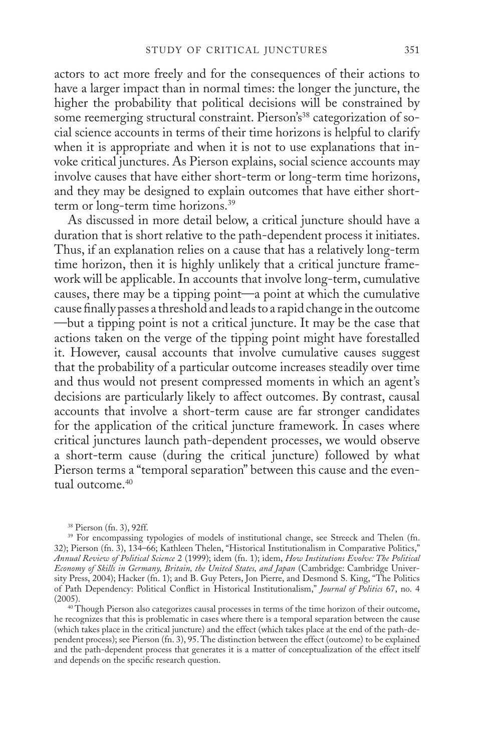actors to act more freely and for the consequences of their actions to have a larger impact than in normal times: the longer the juncture, the higher the probability that political decisions will be constrained by some reemerging structural constraint. Pierson's[38] categorization of social science accounts in terms of their time horizons is helpful to clarify when it is appropriate and when it is not to use explanations that invoke critical junctures. As Pierson explains, social science accounts may involve causes that have either short-term or long-term time horizons, and they may be designed to explain outcomes that have either short-term or long-term time horizons.[39]

As discussed in more detail below, a critical juncture should have a duration that is short relative to the path-dependent process it initiates. Thus, if an explanation relies on a cause that has a relatively long-term time horizon, then it is highly unlikely that a critical juncture framework will be applicable. In accounts that involve long-term, cumulative causes, there may be a tipping point—a point at which the cumulative cause finally passes a threshold and leads to a rapid change in the outcome—but a tipping point is not a critical juncture. It may be the case that actions taken on the verge of the tipping point might have forestalled it. However, causal accounts that involve cumulative causes suggest that the probability of a particular outcome increases steadily over time and thus would not present compressed moments in which an agent's decisions are particularly likely to affect outcomes. By contrast, causal accounts that involve a short-term cause are far stronger candidates for the application of the critical juncture framework. In cases where critical junctures launch path-dependent processes, we would observe a short-term cause (during the critical juncture) followed by what Pierson terms a "temporal separation" between this cause and the eventual outcome.[40]

[38] Pierson (fn. 3), 92ff.

[39] For encompassing typologies of models of institutional change, see Streeck and Thelen (fn. 32); Pierson (fn. 3), 134–66; Kathleen Thelen, "Historical Institutionalism in Comparative Politics," *Annual Review of Political Science* 2 (1999); idem (fn. 1); idem, *How Institutions Evolve: The Political Economy of Skills in Germany, Britain, the United States, and Japan* (Cambridge: Cambridge University Press, 2004); Hacker (fn. 1); and B. Guy Peters, Jon Pierre, and Desmond S. King, "The Politics of Path Dependency: Political Conflict in Historical Institutionalism," *Journal of Politics* 67, no. 4 (2005).

[40] Though Pierson also categorizes causal processes in terms of the time horizon of their outcome, he recognizes that this is problematic in cases where there is a temporal separation between the cause (which takes place in the critical juncture) and the effect (which takes place at the end of the path-dependent process); see Pierson (fn. 3), 95. The distinction between the effect (outcome) to be explained and the path-dependent process that generates it is a matter of conceptualization of the effect itself and depends on the specific research question.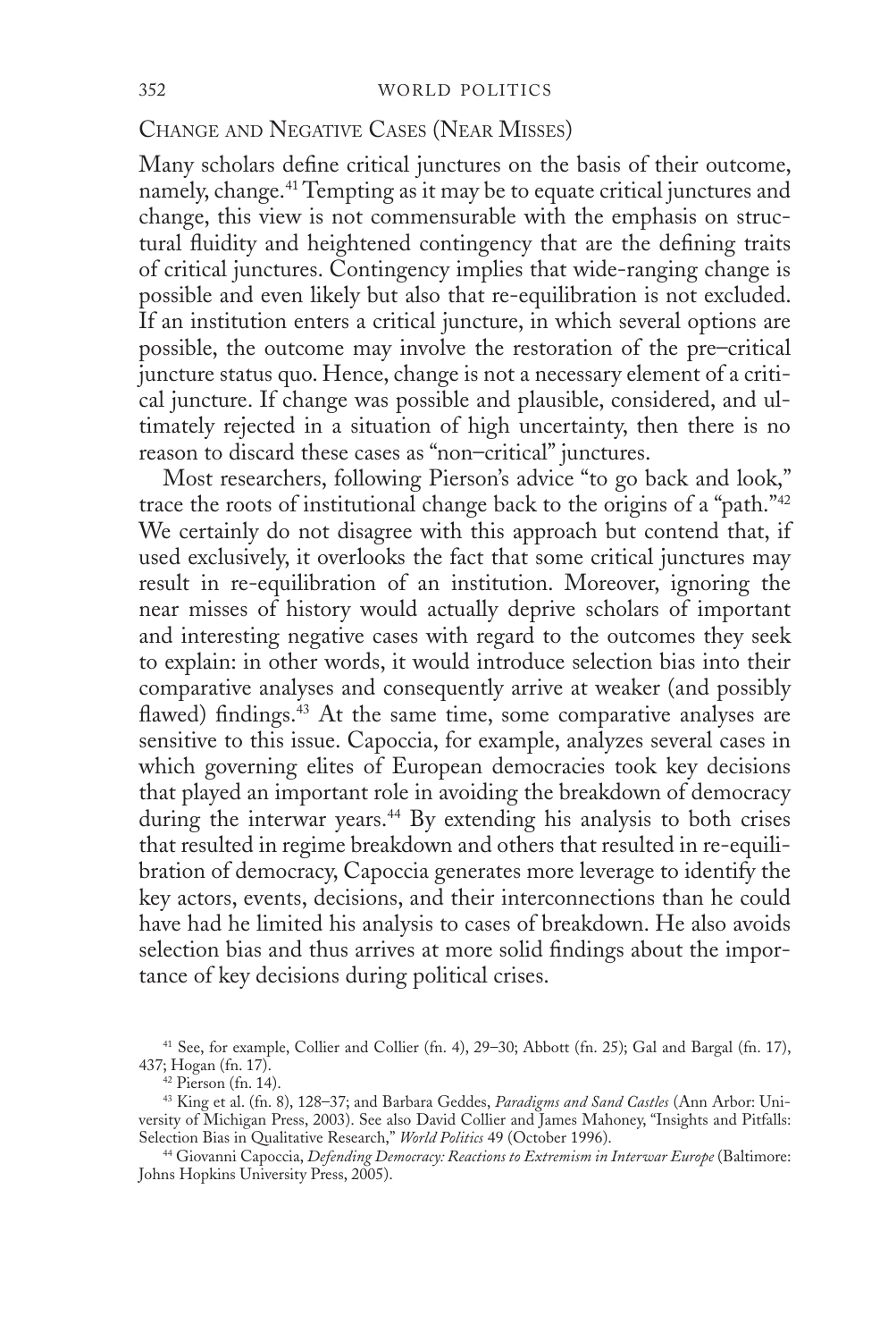## Change and Negative Cases (Near Misses)

Many scholars define critical junctures on the basis of their outcome, namely, change.[41] Tempting as it may be to equate critical junctures and change, this view is not commensurable with the emphasis on structural fluidity and heightened contingency that are the defining traits of critical junctures. Contingency implies that wide-ranging change is possible and even likely but also that re-equilibration is not excluded. If an institution enters a critical juncture, in which several options are possible, the outcome may involve the restoration of the pre–critical juncture status quo. Hence, change is not a necessary element of a critical juncture. If change was possible and plausible, considered, and ultimately rejected in a situation of high uncertainty, then there is no reason to discard these cases as "non–critical" junctures.

Most researchers, following Pierson's advice "to go back and look," trace the roots of institutional change back to the origins of a "path."[42] We certainly do not disagree with this approach but contend that, if used exclusively, it overlooks the fact that some critical junctures may result in re-equilibration of an institution. Moreover, ignoring the near misses of history would actually deprive scholars of important and interesting negative cases with regard to the outcomes they seek to explain: in other words, it would introduce selection bias into their comparative analyses and consequently arrive at weaker (and possibly flawed) findings.[43] At the same time, some comparative analyses are sensitive to this issue. Capoccia, for example, analyzes several cases in which governing elites of European democracies took key decisions that played an important role in avoiding the breakdown of democracy during the interwar years.[44] By extending his analysis to both crises that resulted in regime breakdown and others that resulted in re-equilibration of democracy, Capoccia generates more leverage to identify the key actors, events, decisions, and their interconnections than he could have had he limited his analysis to cases of breakdown. He also avoids selection bias and thus arrives at more solid findings about the importance of key decisions during political crises.

[41] See, for example, Collier and Collier (fn. 4), 29–30; Abbott (fn. 25); Gal and Bargal (fn. 17), 437; Hogan (fn. 17).

[42] Pierson (fn. 14).

[43] King et al. (fn. 8), 128–37; and Barbara Geddes, *Paradigms and Sand Castles* (Ann Arbor: University of Michigan Press, 2003). See also David Collier and James Mahoney, "Insights and Pitfalls: Selection Bias in Qualitative Research," *World Politics* 49 (October 1996).

[44] Giovanni Capoccia, *Defending Democracy: Reactions to Extremism in Interwar Europe* (Baltimore: Johns Hopkins University Press, 2005).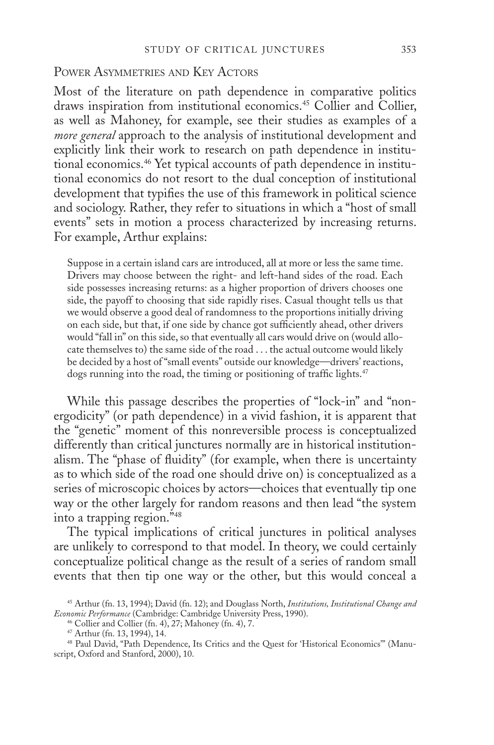## Power Asymmetries and Key Actors

Most of the literature on path dependence in comparative politics draws inspiration from institutional economics.[45] Collier and Collier, as well as Mahoney, for example, see their studies as examples of a *more general* approach to the analysis of institutional development and explicitly link their work to research on path dependence in institutional economics.[46] Yet typical accounts of path dependence in institutional economics do not resort to the dual conception of institutional development that typifies the use of this framework in political science and sociology. Rather, they refer to situations in which a "host of small events" sets in motion a process characterized by increasing returns. For example, Arthur explains:

> Suppose in a certain island cars are introduced, all at more or less the same time. Drivers may choose between the right- and left-hand sides of the road. Each side possesses increasing returns: as a higher proportion of drivers chooses one side, the payoff to choosing that side rapidly rises. Casual thought tells us that we would observe a good deal of randomness to the proportions initially driving on each side, but that, if one side by chance got sufficiently ahead, other drivers would "fall in" on this side, so that eventually all cars would drive on (would allocate themselves to) the same side of the road . . . the actual outcome would likely be decided by a host of "small events" outside our knowledge—drivers' reactions, dogs running into the road, the timing or positioning of traffic lights.[47]

While this passage describes the properties of "lock-in" and "nonergodicity" (or path dependence) in a vivid fashion, it is apparent that the "genetic" moment of this nonreversible process is conceptualized differently than critical junctures normally are in historical institutionalism. The "phase of fluidity" (for example, when there is uncertainty as to which side of the road one should drive on) is conceptualized as a series of microscopic choices by actors—choices that eventually tip one way or the other largely for random reasons and then lead "the system into a trapping region."[48]

The typical implications of critical junctures in political analyses are unlikely to correspond to that model. In theory, we could certainly conceptualize political change as the result of a series of random small events that then tip one way or the other, but this would conceal a

[45] Arthur (fn. 13, 1994); David (fn. 12); and Douglass North, *Institutions, Institutional Change and Economic Performance* (Cambridge: Cambridge University Press, 1990).

[46] Collier and Collier (fn. 4), 27; Mahoney (fn. 4), 7.

[47] Arthur (fn. 13, 1994), 14.

[48] Paul David, "Path Dependence, Its Critics and the Quest for 'Historical Economics'" (Manuscript, Oxford and Stanford, 2000), 10.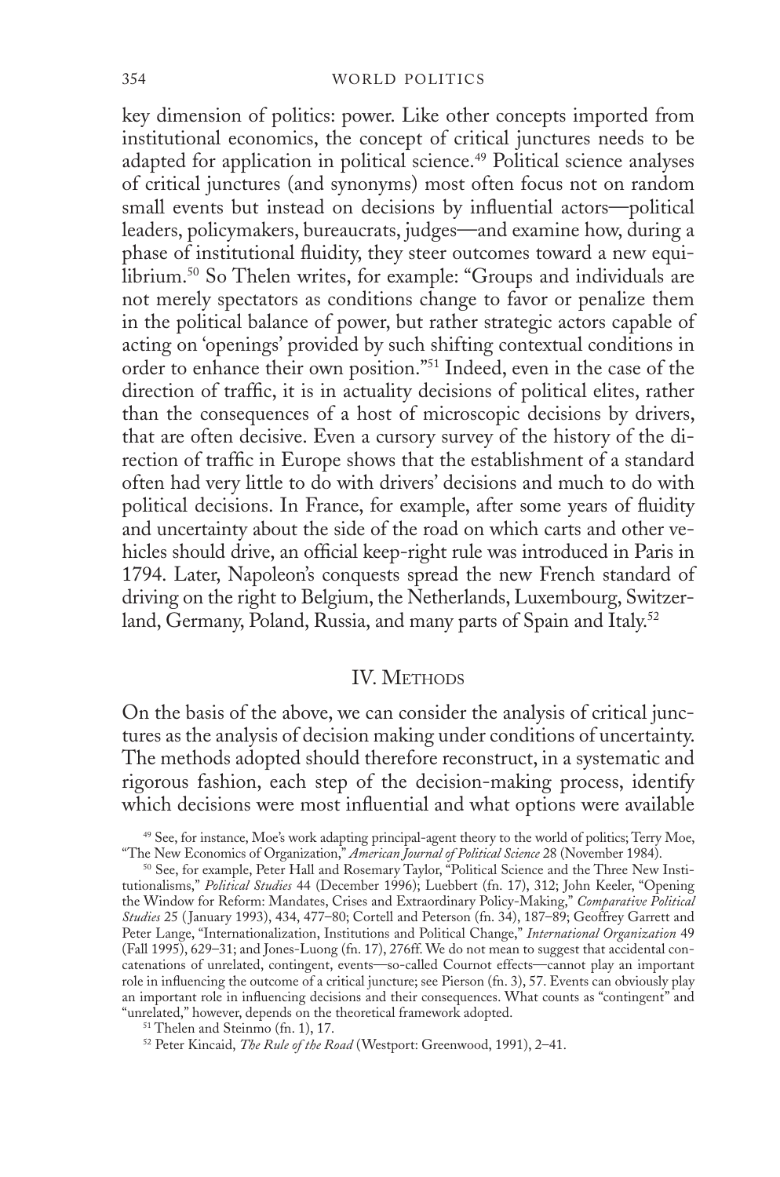key dimension of politics: power. Like other concepts imported from institutional economics, the concept of critical junctures needs to be adapted for application in political science.[49] Political science analyses of critical junctures (and synonyms) most often focus not on random small events but instead on decisions by influential actors—political leaders, policymakers, bureaucrats, judges—and examine how, during a phase of institutional fluidity, they steer outcomes toward a new equilibrium.[50] So Thelen writes, for example: "Groups and individuals are not merely spectators as conditions change to favor or penalize them in the political balance of power, but rather strategic actors capable of acting on 'openings' provided by such shifting contextual conditions in order to enhance their own position."[51] Indeed, even in the case of the direction of traffic, it is in actuality decisions of political elites, rather than the consequences of a host of microscopic decisions by drivers, that are often decisive. Even a cursory survey of the history of the direction of traffic in Europe shows that the establishment of a standard often had very little to do with drivers' decisions and much to do with political decisions. In France, for example, after some years of fluidity and uncertainty about the side of the road on which carts and other vehicles should drive, an official keep-right rule was introduced in Paris in 1794. Later, Napoleon's conquests spread the new French standard of driving on the right to Belgium, the Netherlands, Luxembourg, Switzerland, Germany, Poland, Russia, and many parts of Spain and Italy.[52]

## IV. Methods

On the basis of the above, we can consider the analysis of critical junctures as the analysis of decision making under conditions of uncertainty. The methods adopted should therefore reconstruct, in a systematic and rigorous fashion, each step of the decision-making process, identify which decisions were most influential and what options were available

[49] See, for instance, Moe's work adapting principal-agent theory to the world of politics; Terry Moe, "The New Economics of Organization," *American Journal of Political Science* 28 (November 1984).

[50] See, for example, Peter Hall and Rosemary Taylor, "Political Science and the Three New Institutionalisms," *Political Studies* 44 (December 1996); Luebbert (fn. 17), 312; John Keeler, "Opening the Window for Reform: Mandates, Crises and Extraordinary Policy-Making," *Comparative Political Studies* 25 (January 1993), 434, 477–80; Cortell and Peterson (fn. 34), 187–89; Geoffrey Garrett and Peter Lange, "Internationalization, Institutions and Political Change," *International Organization* 49 (Fall 1995), 629–31; and Jones-Luong (fn. 17), 276ff. We do not mean to suggest that accidental concatenations of unrelated, contingent, events—so-called Cournot effects—cannot play an important role in influencing the outcome of a critical juncture; see Pierson (fn. 3), 57. Events can obviously play an important role in influencing decisions and their consequences. What counts as "contingent" and "unrelated," however, depends on the theoretical framework adopted.

[51] Thelen and Steinmo (fn. 1), 17.

[52] Peter Kincaid, *The Rule of the Road* (Westport: Greenwood, 1991), 2–41.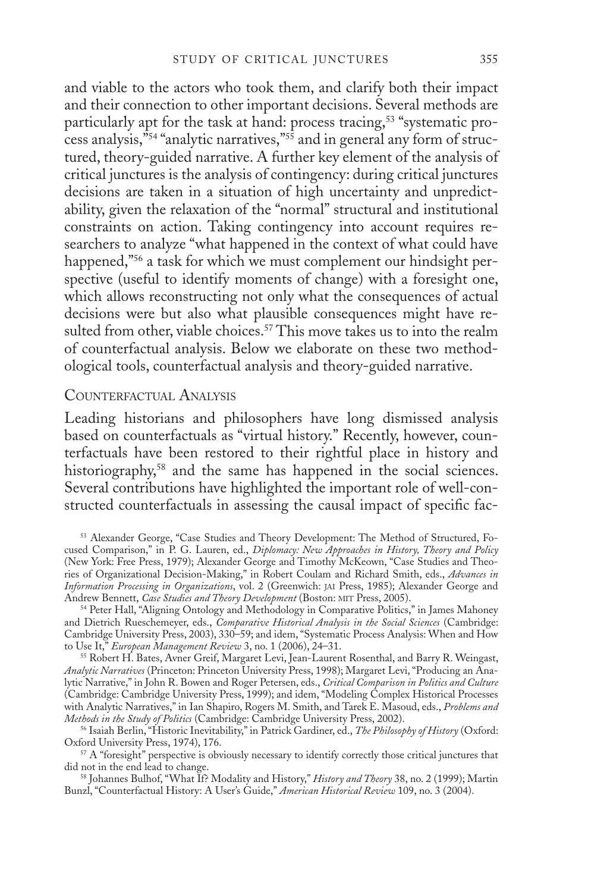and viable to the actors who took them, and clarify both their impact and their connection to other important decisions. Several methods are particularly apt for the task at hand: process tracing,[53] "systematic process analysis,"[54] "analytic narratives,"[55] and in general any form of structured, theory-guided narrative. A further key element of the analysis of critical junctures is the analysis of contingency: during critical junctures decisions are taken in a situation of high uncertainty and unpredictability, given the relaxation of the "normal" structural and institutional constraints on action. Taking contingency into account requires researchers to analyze "what happened in the context of what could have happened,"[56] a task for which we must complement our hindsight perspective (useful to identify moments of change) with a foresight one, which allows reconstructing not only what the consequences of actual decisions were but also what plausible consequences might have resulted from other, viable choices.[57] This move takes us to into the realm of counterfactual analysis. Below we elaborate on these two methodological tools, counterfactual analysis and theory-guided narrative.

## Counterfactual Analysis

Leading historians and philosophers have long dismissed analysis based on counterfactuals as "virtual history." Recently, however, counterfactuals have been restored to their rightful place in history and historiography,[58] and the same has happened in the social sciences. Several contributions have highlighted the important role of well-constructed counterfactuals in assessing the causal impact of specific fac-

---

[53] Alexander George, "Case Studies and Theory Development: The Method of Structured, Focused Comparison," in P. G. Lauren, ed., *Diplomacy: New Approaches in History, Theory and Policy* (New York: Free Press, 1979); Alexander George and Timothy McKeown, "Case Studies and Theories of Organizational Decision-Making," in Robert Coulam and Richard Smith, eds., *Advances in Information Processing in Organizations*, vol. 2 (Greenwich: JAI Press, 1985); Alexander George and Andrew Bennett, *Case Studies and Theory Development* (Boston: MIT Press, 2005).

[54] Peter Hall, "Aligning Ontology and Methodology in Comparative Politics," in James Mahoney and Dietrich Rueschemeyer, eds., *Comparative Historical Analysis in the Social Sciences* (Cambridge: Cambridge University Press, 2003), 330–59; and idem, "Systematic Process Analysis: When and How to Use It," *European Management Review* 3, no. 1 (2006), 24–31.

[55] Robert H. Bates, Avner Greif, Margaret Levi, Jean-Laurent Rosenthal, and Barry R. Weingast, *Analytic Narratives* (Princeton: Princeton University Press, 1998); Margaret Levi, "Producing an Analytic Narrative," in John R. Bowen and Roger Petersen, eds., *Critical Comparison in Politics and Culture* (Cambridge: Cambridge University Press, 1999); and idem, "Modeling Complex Historical Processes with Analytic Narratives," in Ian Shapiro, Rogers M. Smith, and Tarek E. Masoud, eds., *Problems and Methods in the Study of Politics* (Cambridge: Cambridge University Press, 2002).

[56] Isaiah Berlin, "Historic Inevitability," in Patrick Gardiner, ed., *The Philosophy of History* (Oxford: Oxford University Press, 1974), 176.

[57] A "foresight" perspective is obviously necessary to identify correctly those critical junctures that did not in the end lead to change.

[58] Johannes Bulhof, "What If? Modality and History," *History and Theory* 38, no. 2 (1999); Martin Bunzl, "Counterfactual History: A User's Guide," *American Historical Review* 109, no. 3 (2004).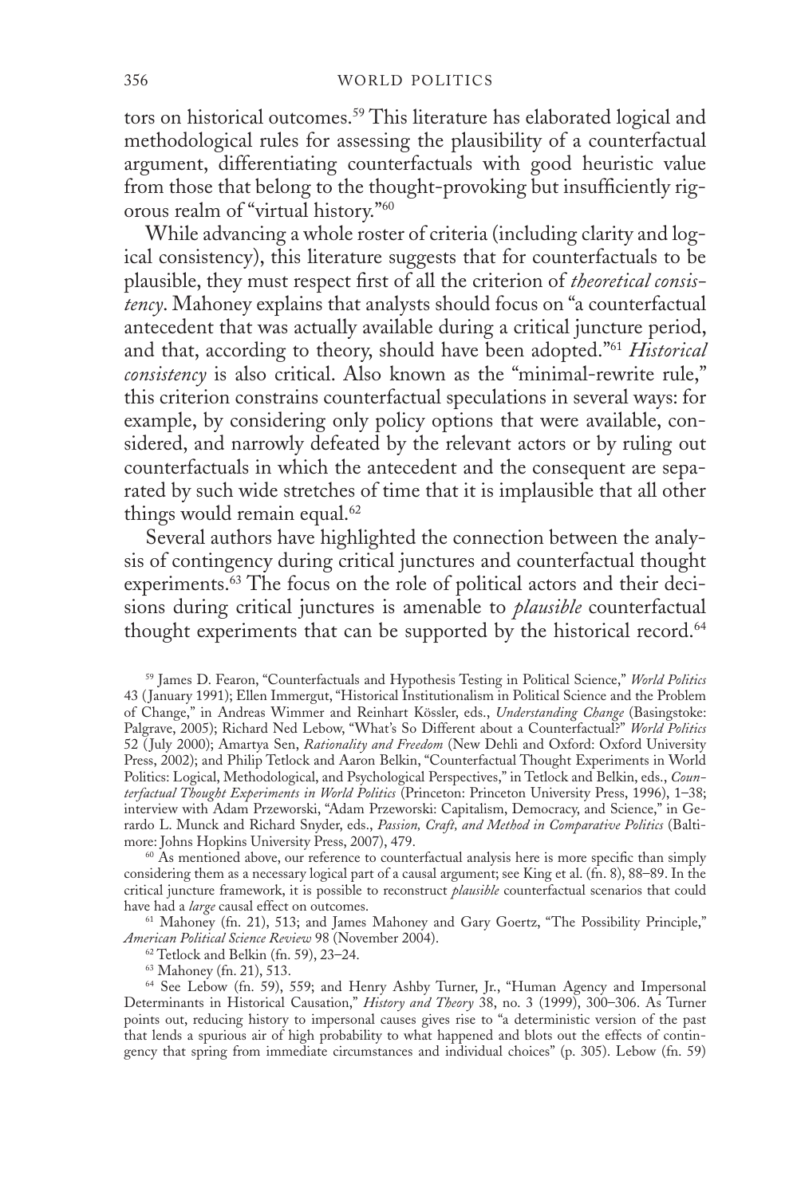tors on historical outcomes.[59] This literature has elaborated logical and methodological rules for assessing the plausibility of a counterfactual argument, differentiating counterfactuals with good heuristic value from those that belong to the thought-provoking but insufficiently rigorous realm of "virtual history."[60]

While advancing a whole roster of criteria (including clarity and logical consistency), this literature suggests that for counterfactuals to be plausible, they must respect first of all the criterion of *theoretical consistency*. Mahoney explains that analysts should focus on "a counterfactual antecedent that was actually available during a critical juncture period, and that, according to theory, should have been adopted."[61] *Historical consistency* is also critical. Also known as the "minimal-rewrite rule," this criterion constrains counterfactual speculations in several ways: for example, by considering only policy options that were available, considered, and narrowly defeated by the relevant actors or by ruling out counterfactuals in which the antecedent and the consequent are separated by such wide stretches of time that it is implausible that all other things would remain equal.[62]

Several authors have highlighted the connection between the analysis of contingency during critical junctures and counterfactual thought experiments.[63] The focus on the role of political actors and their decisions during critical junctures is amenable to *plausible* counterfactual thought experiments that can be supported by the historical record.[64]

[59] James D. Fearon, "Counterfactuals and Hypothesis Testing in Political Science," *World Politics* 43 (January 1991); Ellen Immergut, "Historical Institutionalism in Political Science and the Problem of Change," in Andreas Wimmer and Reinhart Kössler, eds., *Understanding Change* (Basingstoke: Palgrave, 2005); Richard Ned Lebow, "What's So Different about a Counterfactual?" *World Politics* 52 (July 2000); Amartya Sen, *Rationality and Freedom* (New Dehli and Oxford: Oxford University Press, 2002); and Philip Tetlock and Aaron Belkin, "Counterfactual Thought Experiments in World Politics: Logical, Methodological, and Psychological Perspectives," in Tetlock and Belkin, eds., *Counterfactual Thought Experiments in World Politics* (Princeton: Princeton University Press, 1996), 1–38; interview with Adam Przeworski, "Adam Przeworski: Capitalism, Democracy, and Science," in Gerardo L. Munck and Richard Snyder, eds., *Passion, Craft, and Method in Comparative Politics* (Baltimore: Johns Hopkins University Press, 2007), 479.

[60] As mentioned above, our reference to counterfactual analysis here is more specific than simply considering them as a necessary logical part of a causal argument; see King et al. (fn. 8), 88–89. In the critical juncture framework, it is possible to reconstruct *plausible* counterfactual scenarios that could have had a *large* causal effect on outcomes.

[61] Mahoney (fn. 21), 513; and James Mahoney and Gary Goertz, "The Possibility Principle," *American Political Science Review* 98 (November 2004).

[62] Tetlock and Belkin (fn. 59), 23–24.

[63] Mahoney (fn. 21), 513.

[64] See Lebow (fn. 59), 559; and Henry Ashby Turner, Jr., "Human Agency and Impersonal Determinants in Historical Causation," *History and Theory* 38, no. 3 (1999), 300–306. As Turner points out, reducing history to impersonal causes gives rise to "a deterministic version of the past that lends a spurious air of high probability to what happened and blots out the effects of contingency that spring from immediate circumstances and individual choices" (p. 305). Lebow (fn. 59)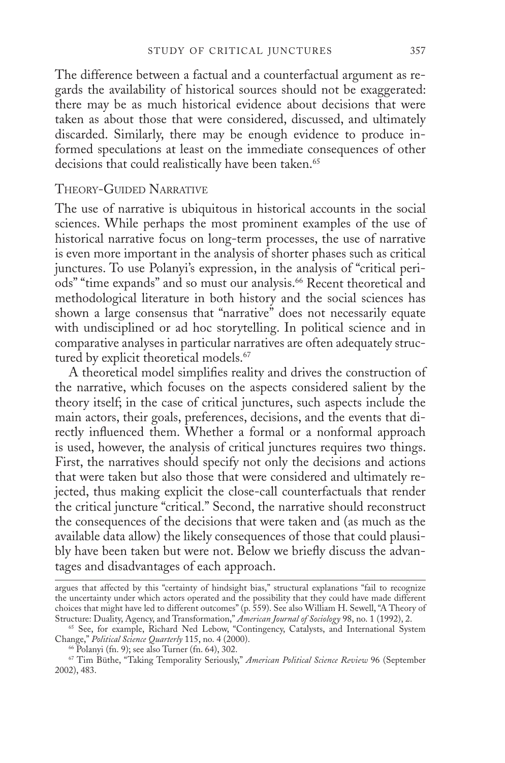The difference between a factual and a counterfactual argument as regards the availability of historical sources should not be exaggerated: there may be as much historical evidence about decisions that were taken as about those that were considered, discussed, and ultimately discarded. Similarly, there may be enough evidence to produce informed speculations at least on the immediate consequences of other decisions that could realistically have been taken.[65]

## Theory-Guided Narrative

The use of narrative is ubiquitous in historical accounts in the social sciences. While perhaps the most prominent examples of the use of historical narrative focus on long-term processes, the use of narrative is even more important in the analysis of shorter phases such as critical junctures. To use Polanyi's expression, in the analysis of "critical periods" "time expands" and so must our analysis.[66] Recent theoretical and methodological literature in both history and the social sciences has shown a large consensus that "narrative" does not necessarily equate with undisciplined or ad hoc storytelling. In political science and in comparative analyses in particular narratives are often adequately structured by explicit theoretical models.[67]

A theoretical model simplifies reality and drives the construction of the narrative, which focuses on the aspects considered salient by the theory itself; in the case of critical junctures, such aspects include the main actors, their goals, preferences, decisions, and the events that directly influenced them. Whether a formal or a nonformal approach is used, however, the analysis of critical junctures requires two things. First, the narratives should specify not only the decisions and actions that were taken but also those that were considered and ultimately rejected, thus making explicit the close-call counterfactuals that render the critical juncture "critical." Second, the narrative should reconstruct the consequences of the decisions that were taken and (as much as the available data allow) the likely consequences of those that could plausibly have been taken but were not. Below we briefly discuss the advantages and disadvantages of each approach.

---

argues that affected by this "certainty of hindsight bias," structural explanations "fail to recognize the uncertainty under which actors operated and the possibility that they could have made different choices that might have led to different outcomes" (p. 559). See also William H. Sewell, "A Theory of Structure: Duality, Agency, and Transformation," *American Journal of Sociology* 98, no. 1 (1992), 2.

[65] See, for example, Richard Ned Lebow, "Contingency, Catalysts, and International System Change," *Political Science Quarterly* 115, no. 4 (2000).

[66] Polanyi (fn. 9); see also Turner (fn. 64), 302.

[67] Tim Büthe, "Taking Temporality Seriously," *American Political Science Review* 96 (September 2002), 483.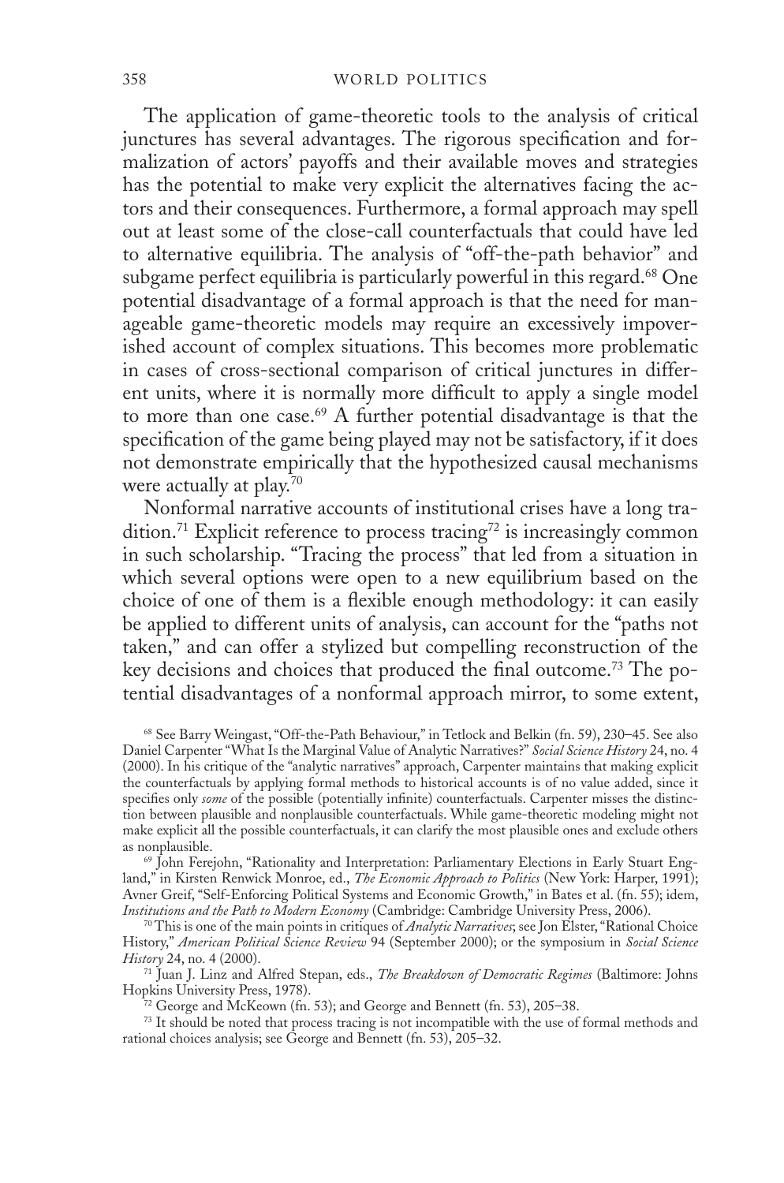The application of game-theoretic tools to the analysis of critical junctures has several advantages. The rigorous specification and formalization of actors' payoffs and their available moves and strategies has the potential to make very explicit the alternatives facing the actors and their consequences. Furthermore, a formal approach may spell out at least some of the close-call counterfactuals that could have led to alternative equilibria. The analysis of "off-the-path behavior" and subgame perfect equilibria is particularly powerful in this regard.[68] One potential disadvantage of a formal approach is that the need for manageable game-theoretic models may require an excessively impoverished account of complex situations. This becomes more problematic in cases of cross-sectional comparison of critical junctures in different units, where it is normally more difficult to apply a single model to more than one case.[69] A further potential disadvantage is that the specification of the game being played may not be satisfactory, if it does not demonstrate empirically that the hypothesized causal mechanisms were actually at play.[70]

Nonformal narrative accounts of institutional crises have a long tradition.[71] Explicit reference to process tracing[72] is increasingly common in such scholarship. "Tracing the process" that led from a situation in which several options were open to a new equilibrium based on the choice of one of them is a flexible enough methodology: it can easily be applied to different units of analysis, can account for the "paths not taken," and can offer a stylized but compelling reconstruction of the key decisions and choices that produced the final outcome.[73] The potential disadvantages of a nonformal approach mirror, to some extent,

[68] See Barry Weingast, "Off-the-Path Behaviour," in Tetlock and Belkin (fn. 59), 230–45. See also Daniel Carpenter "What Is the Marginal Value of Analytic Narratives?" *Social Science History* 24, no. 4 (2000). In his critique of the "analytic narratives" approach, Carpenter maintains that making explicit the counterfactuals by applying formal methods to historical accounts is of no value added, since it specifies only *some* of the possible (potentially infinite) counterfactuals. Carpenter misses the distinction between plausible and nonplausible counterfactuals. While game-theoretic modeling might not make explicit all the possible counterfactuals, it can clarify the most plausible ones and exclude others as nonplausible.

[69] John Ferejohn, "Rationality and Interpretation: Parliamentary Elections in Early Stuart England," in Kirsten Renwick Monroe, ed., *The Economic Approach to Politics* (New York: Harper, 1991); Avner Greif, "Self-Enforcing Political Systems and Economic Growth," in Bates et al. (fn. 55); idem, *Institutions and the Path to Modern Economy* (Cambridge: Cambridge University Press, 2006).

[70] This is one of the main points in critiques of *Analytic Narratives*; see Jon Elster, "Rational Choice History," *American Political Science Review* 94 (September 2000); or the symposium in *Social Science History* 24, no. 4 (2000).

[71] Juan J. Linz and Alfred Stepan, eds., *The Breakdown of Democratic Regimes* (Baltimore: Johns Hopkins University Press, 1978).

[72] George and McKeown (fn. 53); and George and Bennett (fn. 53), 205–38.

[73] It should be noted that process tracing is not incompatible with the use of formal methods and rational choices analysis; see George and Bennett (fn. 53), 205–32.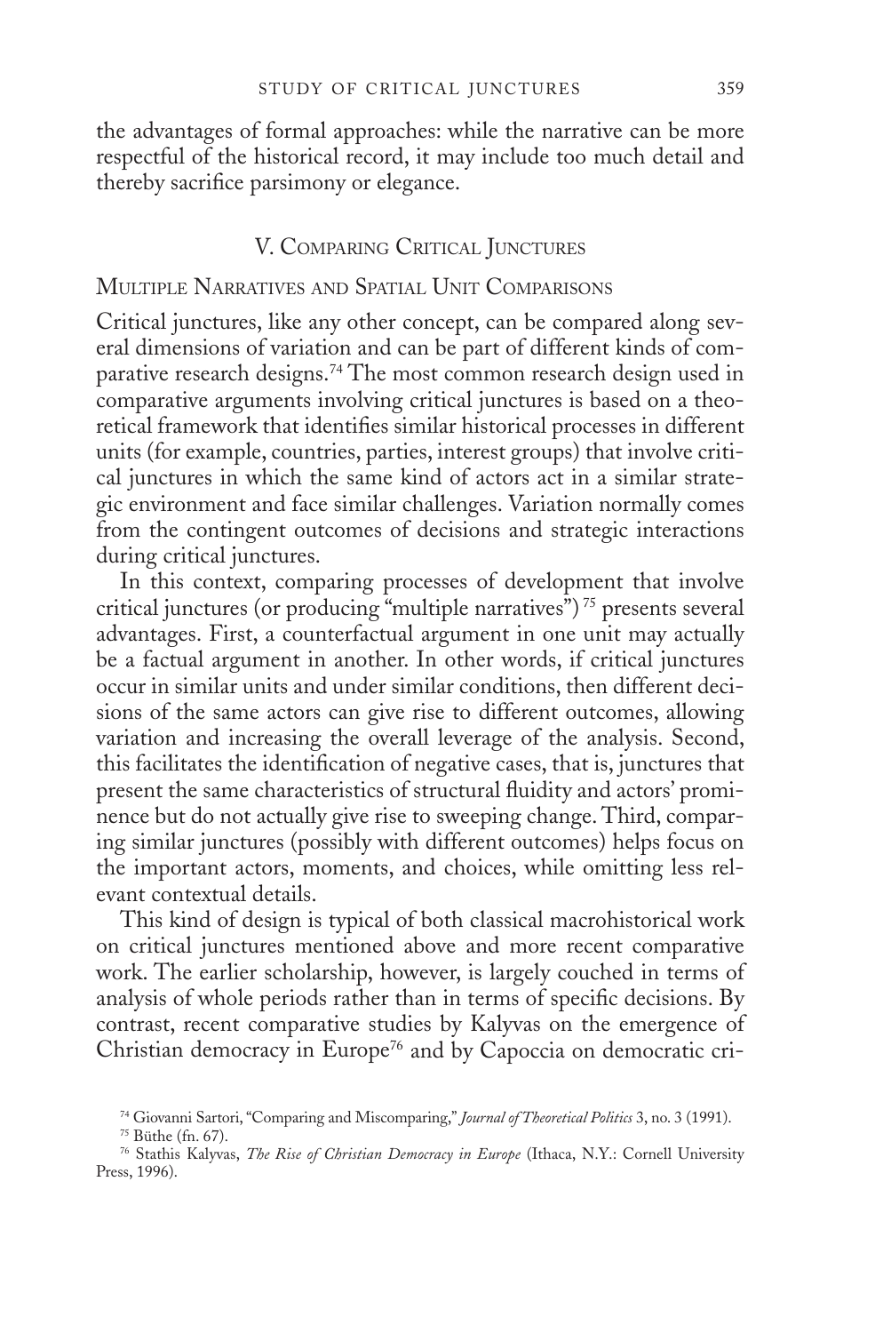the advantages of formal approaches: while the narrative can be more respectful of the historical record, it may include too much detail and thereby sacrifice parsimony or elegance.

## V. Comparing Critical Junctures

### Multiple Narratives and Spatial Unit Comparisons

Critical junctures, like any other concept, can be compared along several dimensions of variation and can be part of different kinds of comparative research designs.[74] The most common research design used in comparative arguments involving critical junctures is based on a theoretical framework that identifies similar historical processes in different units (for example, countries, parties, interest groups) that involve critical junctures in which the same kind of actors act in a similar strategic environment and face similar challenges. Variation normally comes from the contingent outcomes of decisions and strategic interactions during critical junctures.

In this context, comparing processes of development that involve critical junctures (or producing "multiple narratives")[75] presents several advantages. First, a counterfactual argument in one unit may actually be a factual argument in another. In other words, if critical junctures occur in similar units and under similar conditions, then different decisions of the same actors can give rise to different outcomes, allowing variation and increasing the overall leverage of the analysis. Second, this facilitates the identification of negative cases, that is, junctures that present the same characteristics of structural fluidity and actors' prominence but do not actually give rise to sweeping change. Third, comparing similar junctures (possibly with different outcomes) helps focus on the important actors, moments, and choices, while omitting less relevant contextual details.

This kind of design is typical of both classical macrohistorical work on critical junctures mentioned above and more recent comparative work. The earlier scholarship, however, is largely couched in terms of analysis of whole periods rather than in terms of specific decisions. By contrast, recent comparative studies by Kalyvas on the emergence of Christian democracy in Europe[76] and by Capoccia on democratic cri-

[74] Giovanni Sartori, "Comparing and Miscomparing," *Journal of Theoretical Politics* 3, no. 3 (1991).

[75] Büthe (fn. 67).

[76] Stathis Kalyvas, *The Rise of Christian Democracy in Europe* (Ithaca, N.Y.: Cornell University Press, 1996).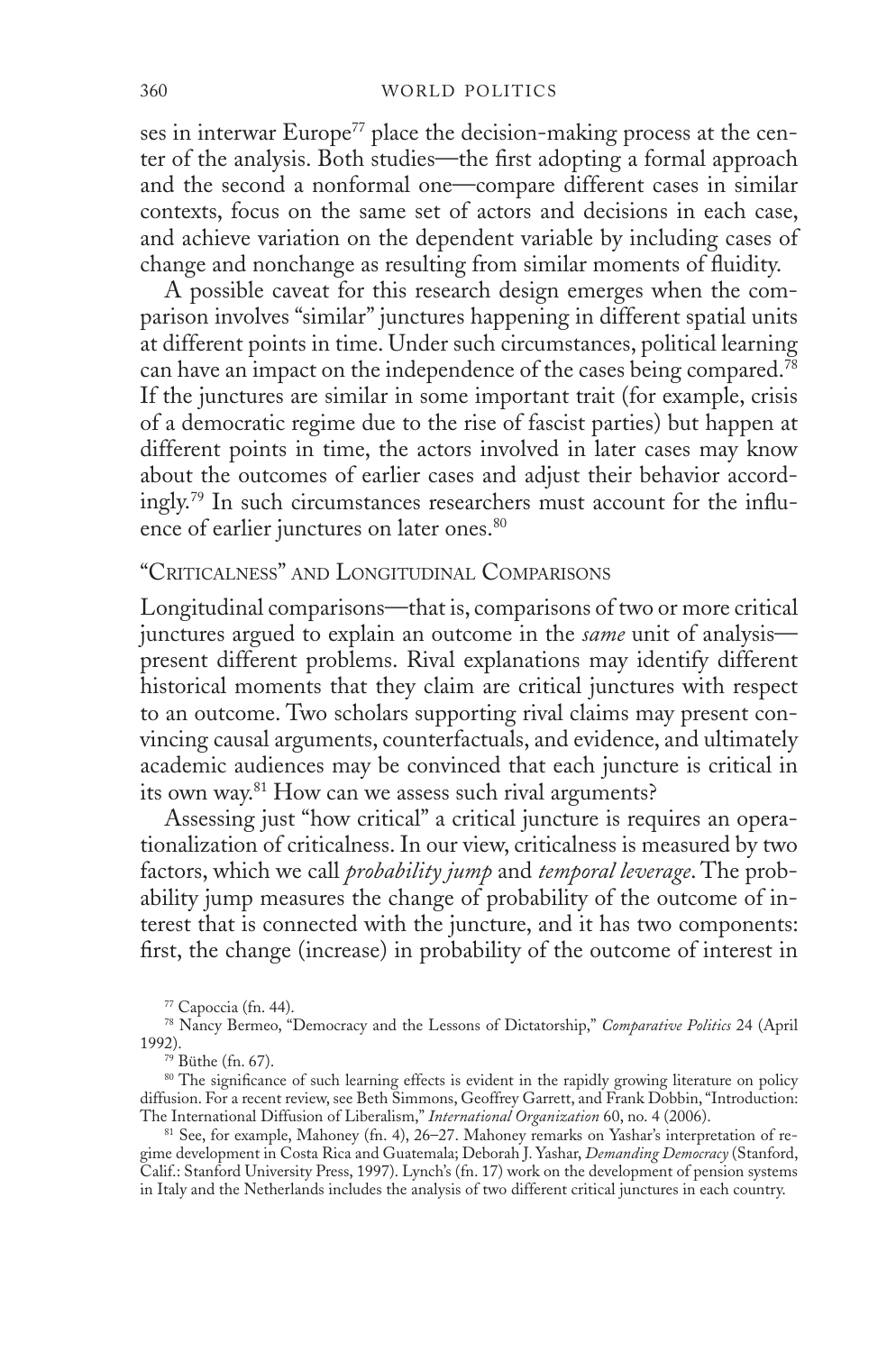ses in interwar Europe[77] place the decision-making process at the center of the analysis. Both studies—the first adopting a formal approach and the second a nonformal one—compare different cases in similar contexts, focus on the same set of actors and decisions in each case, and achieve variation on the dependent variable by including cases of change and nonchange as resulting from similar moments of fluidity.

A possible caveat for this research design emerges when the comparison involves "similar" junctures happening in different spatial units at different points in time. Under such circumstances, political learning can have an impact on the independence of the cases being compared.[78] If the junctures are similar in some important trait (for example, crisis of a democratic regime due to the rise of fascist parties) but happen at different points in time, the actors involved in later cases may know about the outcomes of earlier cases and adjust their behavior accordingly.[79] In such circumstances researchers must account for the influence of earlier junctures on later ones.[80]

## "Criticalness" and Longitudinal Comparisons

Longitudinal comparisons—that is, comparisons of two or more critical junctures argued to explain an outcome in the *same* unit of analysis—present different problems. Rival explanations may identify different historical moments that they claim are critical junctures with respect to an outcome. Two scholars supporting rival claims may present convincing causal arguments, counterfactuals, and evidence, and ultimately academic audiences may be convinced that each juncture is critical in its own way.[81] How can we assess such rival arguments?

Assessing just "how critical" a critical juncture is requires an operationalization of criticalness. In our view, criticalness is measured by two factors, which we call *probability jump* and *temporal leverage*. The probability jump measures the change of probability of the outcome of interest that is connected with the juncture, and it has two components: first, the change (increase) in probability of the outcome of interest in

[77] Capoccia (fn. 44).

[78] Nancy Bermeo, "Democracy and the Lessons of Dictatorship," *Comparative Politics* 24 (April 1992).

[79] Büthe (fn. 67).

[80] The significance of such learning effects is evident in the rapidly growing literature on policy diffusion. For a recent review, see Beth Simmons, Geoffrey Garrett, and Frank Dobbin, "Introduction: The International Diffusion of Liberalism," *International Organization* 60, no. 4 (2006).

[81] See, for example, Mahoney (fn. 4), 26–27. Mahoney remarks on Yashar's interpretation of regime development in Costa Rica and Guatemala; Deborah J. Yashar, *Demanding Democracy* (Stanford, Calif.: Stanford University Press, 1997). Lynch's (fn. 17) work on the development of pension systems in Italy and the Netherlands includes the analysis of two different critical junctures in each country.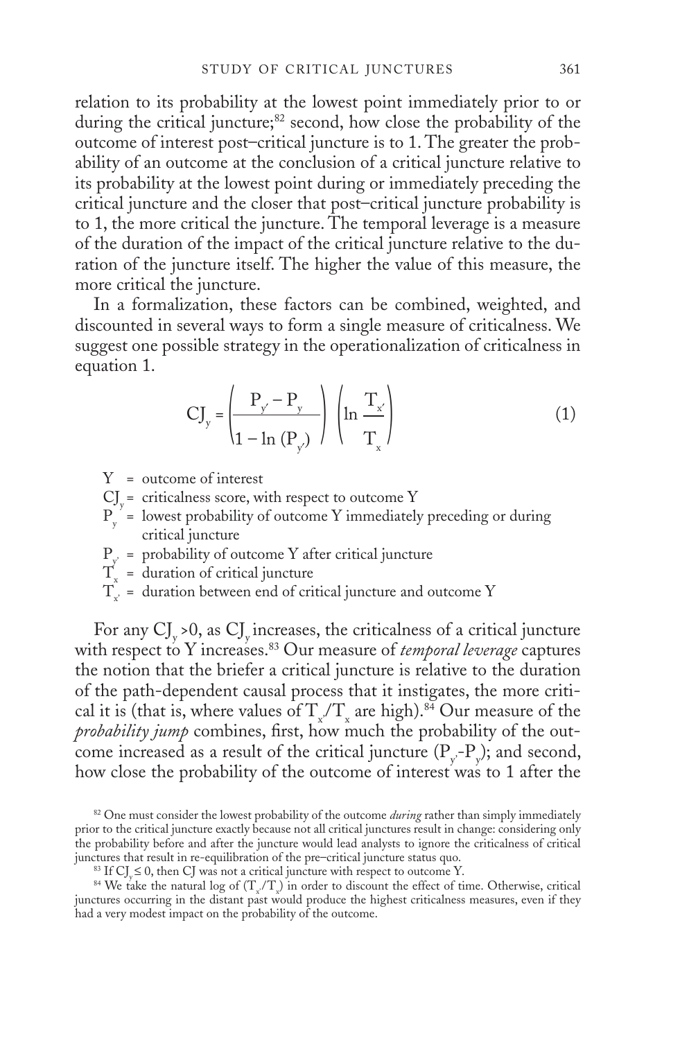relation to its probability at the lowest point immediately prior to or during the critical juncture;[82] second, how close the probability of the outcome of interest post–critical juncture is to 1. The greater the probability of an outcome at the conclusion of a critical juncture relative to its probability at the lowest point during or immediately preceding the critical juncture and the closer that post–critical juncture probability is to 1, the more critical the juncture. The temporal leverage is a measure of the duration of the impact of the critical juncture relative to the duration of the juncture itself. The higher the value of this measure, the more critical the juncture.

In a formalization, these factors can be combined, weighted, and discounted in several ways to form a single measure of criticalness. We suggest one possible strategy in the operationalization of criticalness in equation 1.

$$CJ_y = \left( \frac{P_{y'} - P_y}{1 - \ln (P_{y'})} \right) \left( \ln \frac{T_{x'}}{T_x} \right) \tag{1}$$

$Y$ = outcome of interest

$CJ_y$ = criticalness score, with respect to outcome Y

$P_y$ = lowest probability of outcome Y immediately preceding or during critical juncture

$P_{y'}$ = probability of outcome Y after critical juncture

$T_x$ = duration of critical juncture

$T_{x'}$ = duration between end of critical juncture and outcome Y

For any $CJ_y > 0$, as $CJ_y$ increases, the criticalness of a critical juncture with respect to Y increases.[83] Our measure of *temporal leverage* captures the notion that the briefer a critical juncture is relative to the duration of the path-dependent causal process that it instigates, the more critical it is (that is, where values of $T_{x'}/T_x$ are high).[84] Our measure of the *probability jump* combines, first, how much the probability of the outcome increased as a result of the critical juncture ($P_{y'}$-$P_y$); and second, how close the probability of the outcome of interest was to 1 after the

[82] One must consider the lowest probability of the outcome *during* rather than simply immediately prior to the critical juncture exactly because not all critical junctures result in change: considering only the probability before and after the juncture would lead analysts to ignore the criticalness of critical junctures that result in re-equilibration of the pre–critical juncture status quo.

[83] If $CJ_y \leq 0$, then CJ was not a critical juncture with respect to outcome Y.

[84] We take the natural log of ($T_{x'}/T_x$) in order to discount the effect of time. Otherwise, critical junctures occurring in the distant past would produce the highest criticalness measures, even if they had a very modest impact on the probability of the outcome.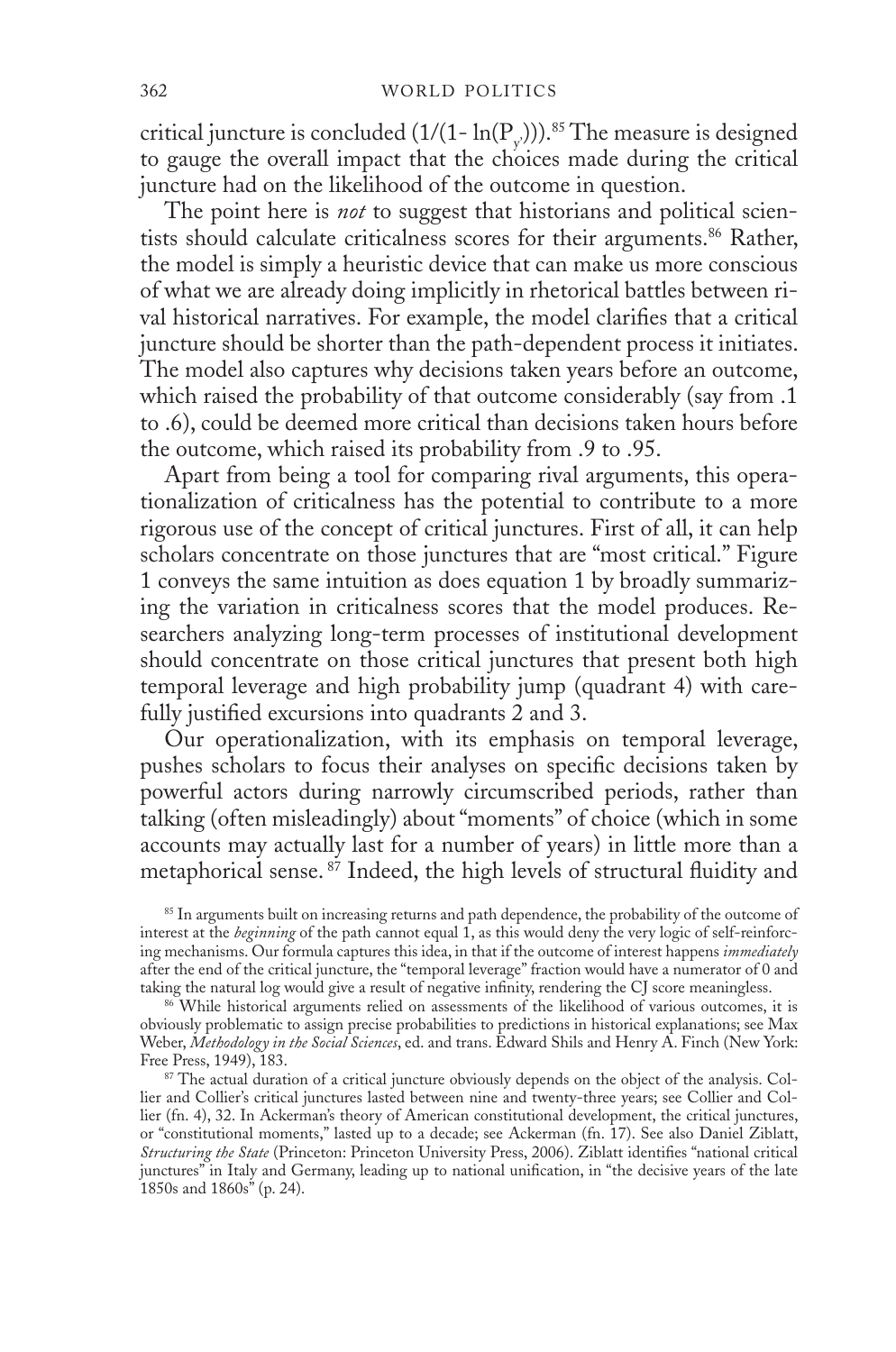critical juncture is concluded $(1/(1-\ln(P_{y'})))$.[85] The measure is designed to gauge the overall impact that the choices made during the critical juncture had on the likelihood of the outcome in question.

The point here is *not* to suggest that historians and political scientists should calculate criticalness scores for their arguments.[86] Rather, the model is simply a heuristic device that can make us more conscious of what we are already doing implicitly in rhetorical battles between rival historical narratives. For example, the model clarifies that a critical juncture should be shorter than the path-dependent process it initiates. The model also captures why decisions taken years before an outcome, which raised the probability of that outcome considerably (say from .1 to .6), could be deemed more critical than decisions taken hours before the outcome, which raised its probability from .9 to .95.

Apart from being a tool for comparing rival arguments, this operationalization of criticalness has the potential to contribute to a more rigorous use of the concept of critical junctures. First of all, it can help scholars concentrate on those junctures that are "most critical." Figure 1 conveys the same intuition as does equation 1 by broadly summarizing the variation in criticalness scores that the model produces. Researchers analyzing long-term processes of institutional development should concentrate on those critical junctures that present both high temporal leverage and high probability jump (quadrant 4) with carefully justified excursions into quadrants 2 and 3.

Our operationalization, with its emphasis on temporal leverage, pushes scholars to focus their analyses on specific decisions taken by powerful actors during narrowly circumscribed periods, rather than talking (often misleadingly) about "moments" of choice (which in some accounts may actually last for a number of years) in little more than a metaphorical sense.[87] Indeed, the high levels of structural fluidity and

[85] In arguments built on increasing returns and path dependence, the probability of the outcome of interest at the *beginning* of the path cannot equal 1, as this would deny the very logic of self-reinforcing mechanisms. Our formula captures this idea, in that if the outcome of interest happens *immediately* after the end of the critical juncture, the "temporal leverage" fraction would have a numerator of 0 and taking the natural log would give a result of negative infinity, rendering the CJ score meaningless.

[86] While historical arguments relied on assessments of the likelihood of various outcomes, it is obviously problematic to assign precise probabilities to predictions in historical explanations; see Max Weber, *Methodology in the Social Sciences*, ed. and trans. Edward Shils and Henry A. Finch (New York: Free Press, 1949), 183.

[87] The actual duration of a critical juncture obviously depends on the object of the analysis. Collier and Collier's critical junctures lasted between nine and twenty-three years; see Collier and Collier (fn. 4), 32. In Ackerman's theory of American constitutional development, the critical junctures, or "constitutional moments," lasted up to a decade; see Ackerman (fn. 17). See also Daniel Ziblatt, *Structuring the State* (Princeton: Princeton University Press, 2006). Ziblatt identifies "national critical junctures" in Italy and Germany, leading up to national unification, in "the decisive years of the late 1850s and 1860s" (p. 24).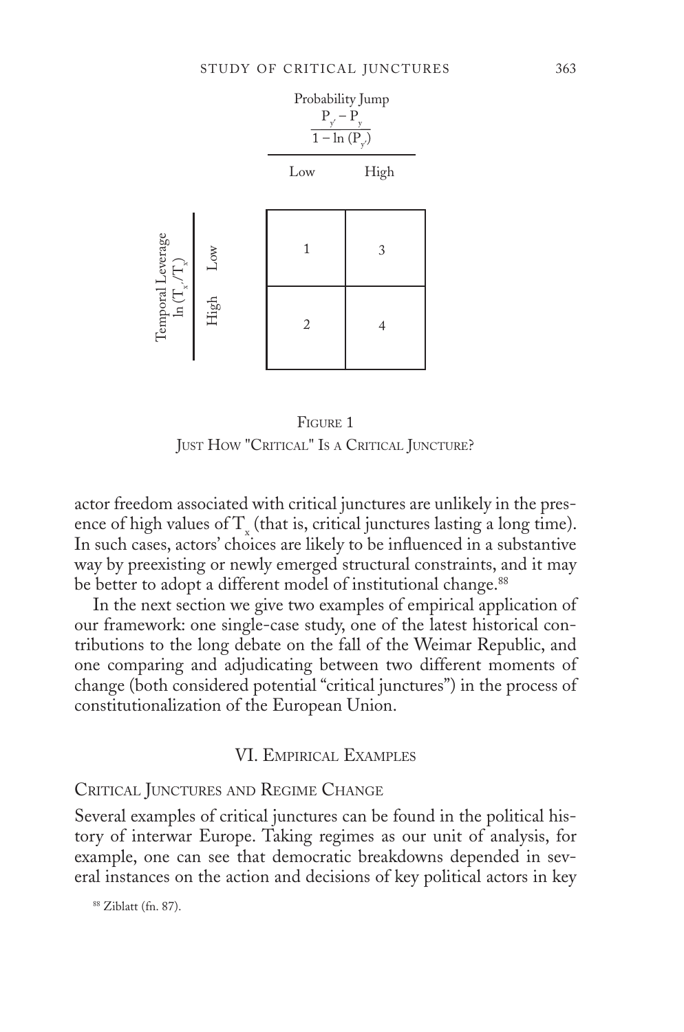| | | Probability Jump $\frac{P_{y'} - P_y}{1 - \ln(P_{y'})}$ | |
|---|---|---|---|
| | | Low | High |
| Temporal Leverage $\ln(T_{x'}/T_x)$ | Low | 1 | 3 |
| | High | 2 | 4 |

FIGURE 1
JUST HOW "CRITICAL" IS A CRITICAL JUNCTURE?

actor freedom associated with critical junctures are unlikely in the presence of high values of $T_x$ (that is, critical junctures lasting a long time). In such cases, actors' choices are likely to be influenced in a substantive way by preexisting or newly emerged structural constraints, and it may be better to adopt a different model of institutional change.[88]

In the next section we give two examples of empirical application of our framework: one single-case study, one of the latest historical contributions to the long debate on the fall of the Weimar Republic, and one comparing and adjudicating between two different moments of change (both considered potential "critical junctures") in the process of constitutionalization of the European Union.

## VI. EMPIRICAL EXAMPLES

### CRITICAL JUNCTURES AND REGIME CHANGE

Several examples of critical junctures can be found in the political history of interwar Europe. Taking regimes as our unit of analysis, for example, one can see that democratic breakdowns depended in several instances on the action and decisions of key political actors in key

[88] Ziblatt (fn. 87).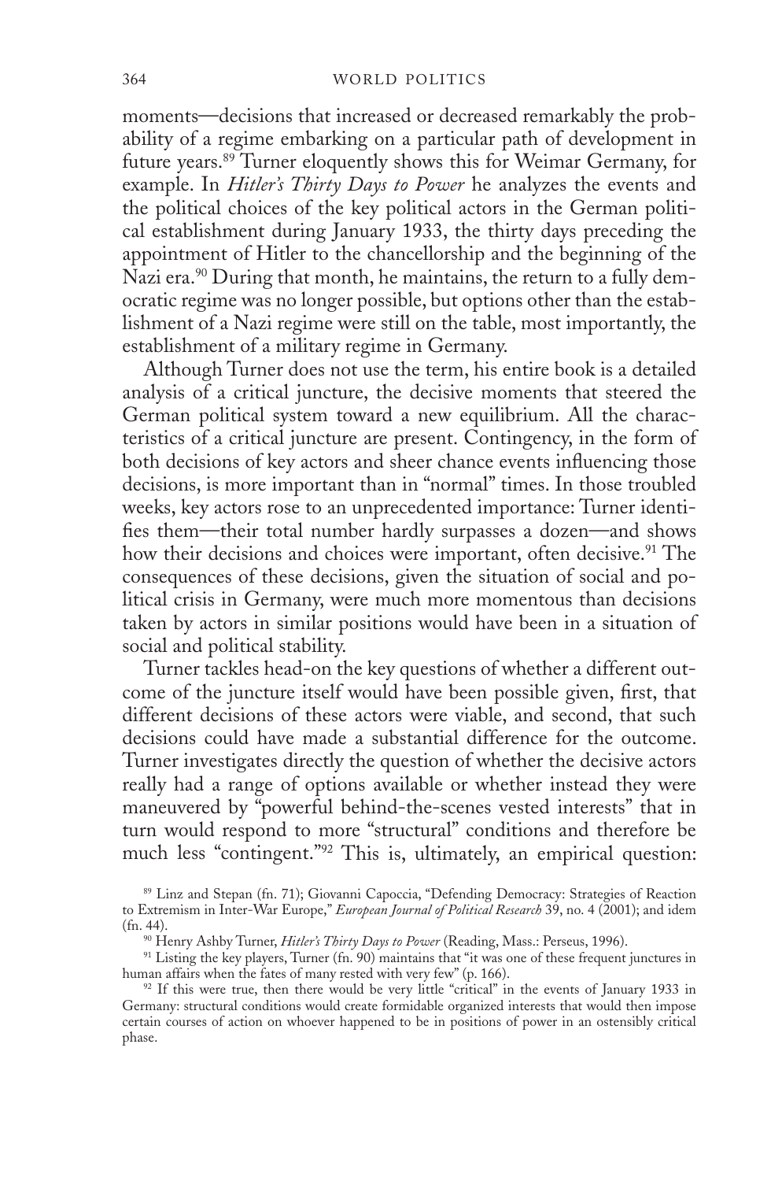moments—decisions that increased or decreased remarkably the probability of a regime embarking on a particular path of development in future years.[89] Turner eloquently shows this for Weimar Germany, for example. In *Hitler's Thirty Days to Power* he analyzes the events and the political choices of the key political actors in the German political establishment during January 1933, the thirty days preceding the appointment of Hitler to the chancellorship and the beginning of the Nazi era.[90] During that month, he maintains, the return to a fully democratic regime was no longer possible, but options other than the establishment of a Nazi regime were still on the table, most importantly, the establishment of a military regime in Germany.

Although Turner does not use the term, his entire book is a detailed analysis of a critical juncture, the decisive moments that steered the German political system toward a new equilibrium. All the characteristics of a critical juncture are present. Contingency, in the form of both decisions of key actors and sheer chance events influencing those decisions, is more important than in "normal" times. In those troubled weeks, key actors rose to an unprecedented importance: Turner identifies them—their total number hardly surpasses a dozen—and shows how their decisions and choices were important, often decisive.[91] The consequences of these decisions, given the situation of social and political crisis in Germany, were much more momentous than decisions taken by actors in similar positions would have been in a situation of social and political stability.

Turner tackles head-on the key questions of whether a different outcome of the juncture itself would have been possible given, first, that different decisions of these actors were viable, and second, that such decisions could have made a substantial difference for the outcome. Turner investigates directly the question of whether the decisive actors really had a range of options available or whether instead they were maneuvered by "powerful behind-the-scenes vested interests" that in turn would respond to more "structural" conditions and therefore be much less "contingent."[92] This is, ultimately, an empirical question:

[89] Linz and Stepan (fn. 71); Giovanni Capoccia, "Defending Democracy: Strategies of Reaction to Extremism in Inter-War Europe," *European Journal of Political Research* 39, no. 4 (2001); and idem (fn. 44).

[90] Henry Ashby Turner, *Hitler's Thirty Days to Power* (Reading, Mass.: Perseus, 1996).

[91] Listing the key players, Turner (fn. 90) maintains that "it was one of these frequent junctures in human affairs when the fates of many rested with very few" (p. 166).

[92] If this were true, then there would be very little "critical" in the events of January 1933 in Germany: structural conditions would create formidable organized interests that would then impose certain courses of action on whoever happened to be in positions of power in an ostensibly critical phase.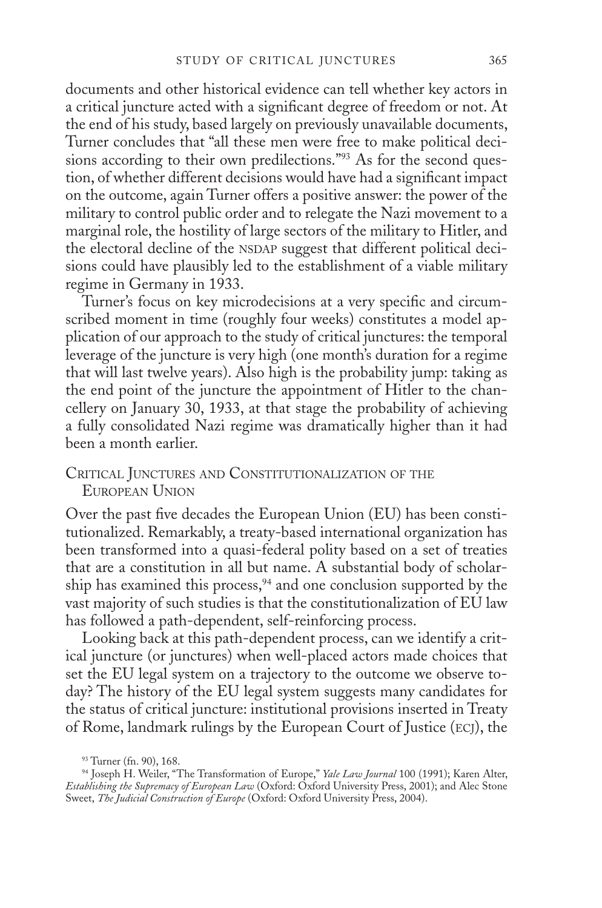documents and other historical evidence can tell whether key actors in a critical juncture acted with a significant degree of freedom or not. At the end of his study, based largely on previously unavailable documents, Turner concludes that "all these men were free to make political decisions according to their own predilections."[93] As for the second question, of whether different decisions would have had a significant impact on the outcome, again Turner offers a positive answer: the power of the military to control public order and to relegate the Nazi movement to a marginal role, the hostility of large sectors of the military to Hitler, and the electoral decline of the NSDAP suggest that different political decisions could have plausibly led to the establishment of a viable military regime in Germany in 1933.

Turner's focus on key microdecisions at a very specific and circumscribed moment in time (roughly four weeks) constitutes a model application of our approach to the study of critical junctures: the temporal leverage of the juncture is very high (one month's duration for a regime that will last twelve years). Also high is the probability jump: taking as the end point of the juncture the appointment of Hitler to the chancellery on January 30, 1933, at that stage the probability of achieving a fully consolidated Nazi regime was dramatically higher than it had been a month earlier.

## Critical Junctures and Constitutionalization of the European Union

Over the past five decades the European Union (EU) has been constitutionalized. Remarkably, a treaty-based international organization has been transformed into a quasi-federal polity based on a set of treaties that are a constitution in all but name. A substantial body of scholarship has examined this process,[94] and one conclusion supported by the vast majority of such studies is that the constitutionalization of EU law has followed a path-dependent, self-reinforcing process.

Looking back at this path-dependent process, can we identify a critical juncture (or junctures) when well-placed actors made choices that set the EU legal system on a trajectory to the outcome we observe today? The history of the EU legal system suggests many candidates for the status of critical juncture: institutional provisions inserted in Treaty of Rome, landmark rulings by the European Court of Justice (ECJ), the

[93] Turner (fn. 90), 168.

[94] Joseph H. Weiler, "The Transformation of Europe," *Yale Law Journal* 100 (1991); Karen Alter, *Establishing the Supremacy of European Law* (Oxford: Oxford University Press, 2001); and Alec Stone Sweet, *The Judicial Construction of Europe* (Oxford: Oxford University Press, 2004).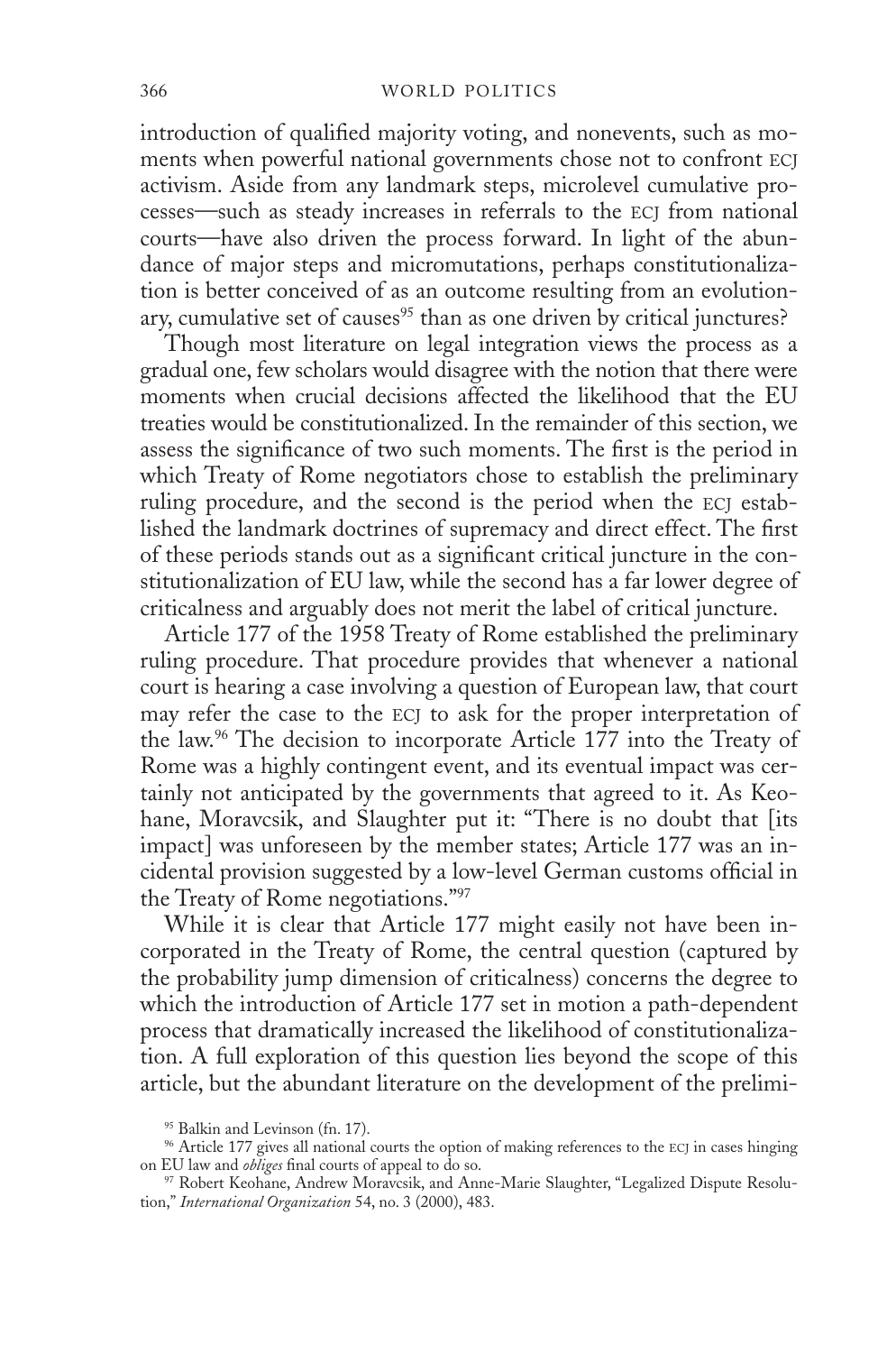introduction of qualified majority voting, and nonevents, such as moments when powerful national governments chose not to confront ECJ activism. Aside from any landmark steps, microlevel cumulative processes—such as steady increases in referrals to the ECJ from national courts—have also driven the process forward. In light of the abundance of major steps and micromutations, perhaps constitutionalization is better conceived of as an outcome resulting from an evolutionary, cumulative set of causes[95] than as one driven by critical junctures?

Though most literature on legal integration views the process as a gradual one, few scholars would disagree with the notion that there were moments when crucial decisions affected the likelihood that the EU treaties would be constitutionalized. In the remainder of this section, we assess the significance of two such moments. The first is the period in which Treaty of Rome negotiators chose to establish the preliminary ruling procedure, and the second is the period when the ECJ established the landmark doctrines of supremacy and direct effect. The first of these periods stands out as a significant critical juncture in the constitutionalization of EU law, while the second has a far lower degree of criticalness and arguably does not merit the label of critical juncture.

Article 177 of the 1958 Treaty of Rome established the preliminary ruling procedure. That procedure provides that whenever a national court is hearing a case involving a question of European law, that court may refer the case to the ECJ to ask for the proper interpretation of the law.[96] The decision to incorporate Article 177 into the Treaty of Rome was a highly contingent event, and its eventual impact was certainly not anticipated by the governments that agreed to it. As Keohane, Moravcsik, and Slaughter put it: "There is no doubt that [its impact] was unforeseen by the member states; Article 177 was an incidental provision suggested by a low-level German customs official in the Treaty of Rome negotiations."[97]

While it is clear that Article 177 might easily not have been incorporated in the Treaty of Rome, the central question (captured by the probability jump dimension of criticalness) concerns the degree to which the introduction of Article 177 set in motion a path-dependent process that dramatically increased the likelihood of constitutionalization. A full exploration of this question lies beyond the scope of this article, but the abundant literature on the development of the prelimi-

[95] Balkin and Levinson (fn. 17).

[96] Article 177 gives all national courts the option of making references to the ECJ in cases hinging on EU law and *obliges* final courts of appeal to do so.

[97] Robert Keohane, Andrew Moravcsik, and Anne-Marie Slaughter, "Legalized Dispute Resolution," *International Organization* 54, no. 3 (2000), 483.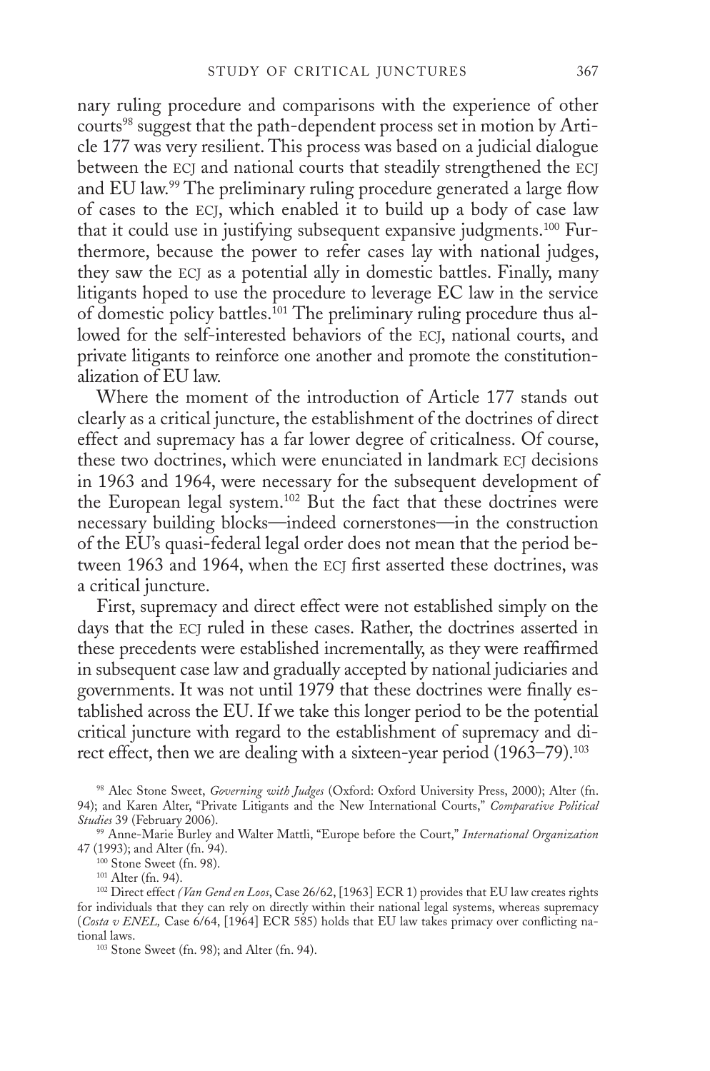nary ruling procedure and comparisons with the experience of other courts[98] suggest that the path-dependent process set in motion by Article 177 was very resilient. This process was based on a judicial dialogue between the ECJ and national courts that steadily strengthened the ECJ and EU law.[99] The preliminary ruling procedure generated a large flow of cases to the ECJ, which enabled it to build up a body of case law that it could use in justifying subsequent expansive judgments.[100] Furthermore, because the power to refer cases lay with national judges, they saw the ECJ as a potential ally in domestic battles. Finally, many litigants hoped to use the procedure to leverage EC law in the service of domestic policy battles.[101] The preliminary ruling procedure thus allowed for the self-interested behaviors of the ECJ, national courts, and private litigants to reinforce one another and promote the constitutionalization of EU law.

Where the moment of the introduction of Article 177 stands out clearly as a critical juncture, the establishment of the doctrines of direct effect and supremacy has a far lower degree of criticalness. Of course, these two doctrines, which were enunciated in landmark ECJ decisions in 1963 and 1964, were necessary for the subsequent development of the European legal system.[102] But the fact that these doctrines were necessary building blocks—indeed cornerstones—in the construction of the EU's quasi-federal legal order does not mean that the period between 1963 and 1964, when the ECJ first asserted these doctrines, was a critical juncture.

First, supremacy and direct effect were not established simply on the days that the ECJ ruled in these cases. Rather, the doctrines asserted in these precedents were established incrementally, as they were reaffirmed in subsequent case law and gradually accepted by national judiciaries and governments. It was not until 1979 that these doctrines were finally established across the EU. If we take this longer period to be the potential critical juncture with regard to the establishment of supremacy and direct effect, then we are dealing with a sixteen-year period (1963–79).[103]

[98] Alec Stone Sweet, *Governing with Judges* (Oxford: Oxford University Press, 2000); Alter (fn. 94); and Karen Alter, "Private Litigants and the New International Courts," *Comparative Political Studies* 39 (February 2006).

[99] Anne-Marie Burley and Walter Mattli, "Europe before the Court," *International Organization* 47 (1993); and Alter (fn. 94).

[100] Stone Sweet (fn. 98).

[101] Alter (fn. 94).

[102] Direct effect *(Van Gend en Loos*, Case 26/62, [1963] ECR 1) provides that EU law creates rights for individuals that they can rely on directly within their national legal systems, whereas supremacy (*Costa v ENEL,* Case 6/64, [1964] ECR 585) holds that EU law takes primacy over conflicting national laws.

[103] Stone Sweet (fn. 98); and Alter (fn. 94).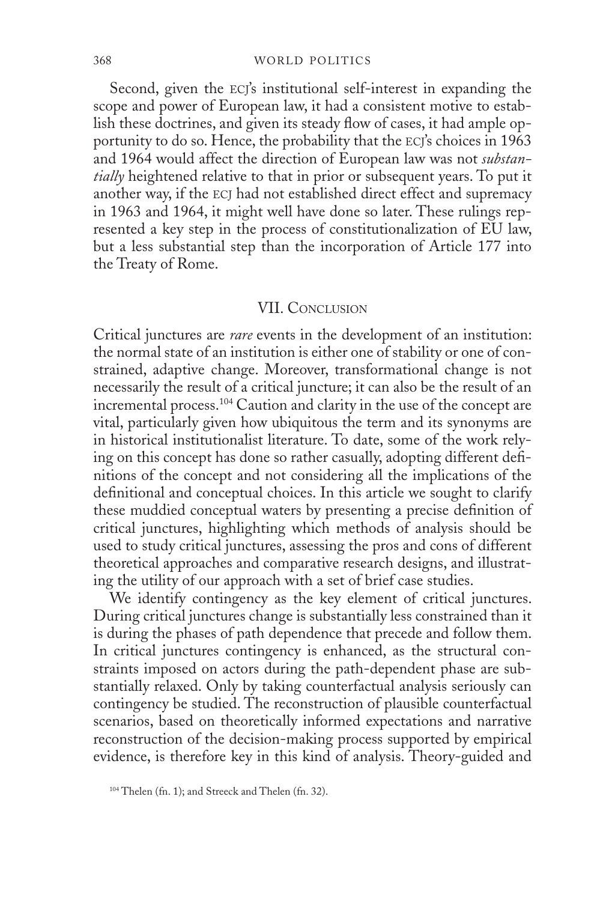Second, given the ECJ's institutional self-interest in expanding the scope and power of European law, it had a consistent motive to establish these doctrines, and given its steady flow of cases, it had ample opportunity to do so. Hence, the probability that the ECJ's choices in 1963 and 1964 would affect the direction of European law was not *substantially* heightened relative to that in prior or subsequent years. To put it another way, if the ECJ had not established direct effect and supremacy in 1963 and 1964, it might well have done so later. These rulings represented a key step in the process of constitutionalization of EU law, but a less substantial step than the incorporation of Article 177 into the Treaty of Rome.

## VII. Conclusion

Critical junctures are *rare* events in the development of an institution: the normal state of an institution is either one of stability or one of constrained, adaptive change. Moreover, transformational change is not necessarily the result of a critical juncture; it can also be the result of an incremental process.[104] Caution and clarity in the use of the concept are vital, particularly given how ubiquitous the term and its synonyms are in historical institutionalist literature. To date, some of the work relying on this concept has done so rather casually, adopting different definitions of the concept and not considering all the implications of the definitional and conceptual choices. In this article we sought to clarify these muddied conceptual waters by presenting a precise definition of critical junctures, highlighting which methods of analysis should be used to study critical junctures, assessing the pros and cons of different theoretical approaches and comparative research designs, and illustrating the utility of our approach with a set of brief case studies.

We identify contingency as the key element of critical junctures. During critical junctures change is substantially less constrained than it is during the phases of path dependence that precede and follow them. In critical junctures contingency is enhanced, as the structural constraints imposed on actors during the path-dependent phase are substantially relaxed. Only by taking counterfactual analysis seriously can contingency be studied. The reconstruction of plausible counterfactual scenarios, based on theoretically informed expectations and narrative reconstruction of the decision-making process supported by empirical evidence, is therefore key in this kind of analysis. Theory-guided and

[104] Thelen (fn. 1); and Streeck and Thelen (fn. 32).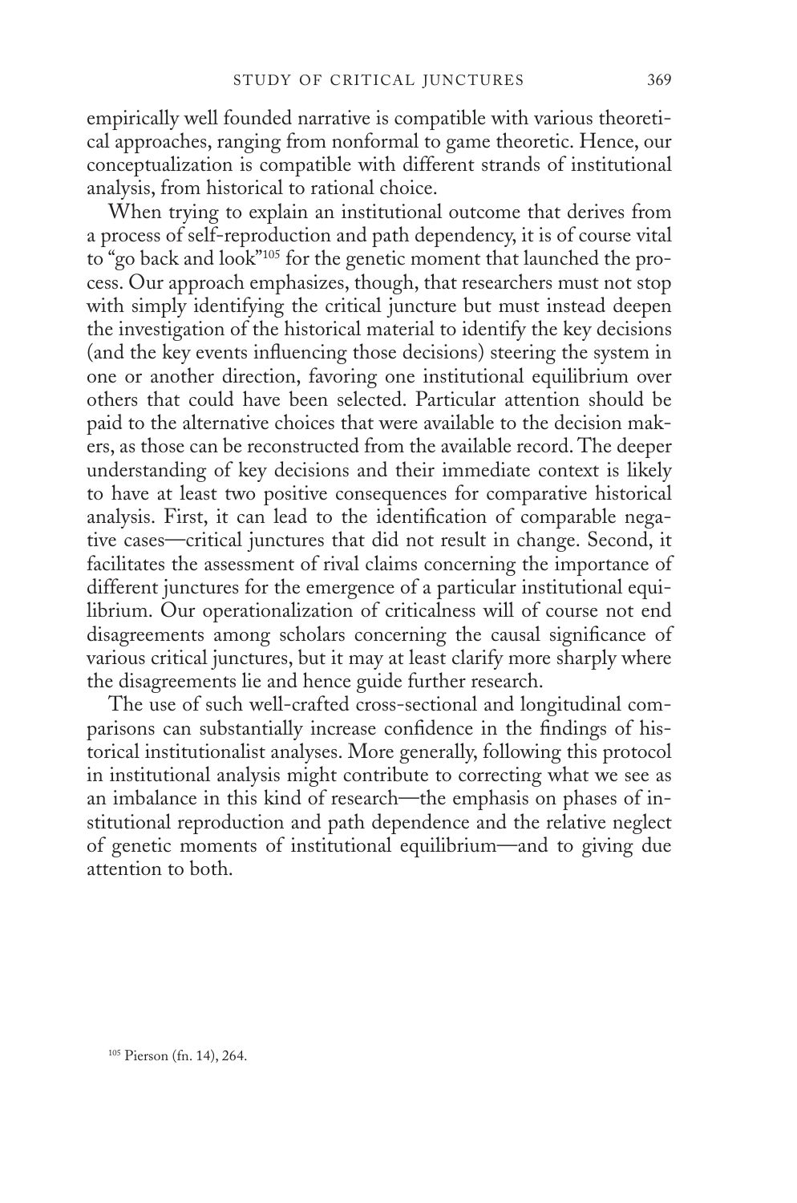empirically well founded narrative is compatible with various theoretical approaches, ranging from nonformal to game theoretic. Hence, our conceptualization is compatible with different strands of institutional analysis, from historical to rational choice.

When trying to explain an institutional outcome that derives from a process of self-reproduction and path dependency, it is of course vital to "go back and look"[105] for the genetic moment that launched the process. Our approach emphasizes, though, that researchers must not stop with simply identifying the critical juncture but must instead deepen the investigation of the historical material to identify the key decisions (and the key events influencing those decisions) steering the system in one or another direction, favoring one institutional equilibrium over others that could have been selected. Particular attention should be paid to the alternative choices that were available to the decision makers, as those can be reconstructed from the available record. The deeper understanding of key decisions and their immediate context is likely to have at least two positive consequences for comparative historical analysis. First, it can lead to the identification of comparable negative cases—critical junctures that did not result in change. Second, it facilitates the assessment of rival claims concerning the importance of different junctures for the emergence of a particular institutional equilibrium. Our operationalization of criticalness will of course not end disagreements among scholars concerning the causal significance of various critical junctures, but it may at least clarify more sharply where the disagreements lie and hence guide further research.

The use of such well-crafted cross-sectional and longitudinal comparisons can substantially increase confidence in the findings of historical institutionalist analyses. More generally, following this protocol in institutional analysis might contribute to correcting what we see as an imbalance in this kind of research—the emphasis on phases of institutional reproduction and path dependence and the relative neglect of genetic moments of institutional equilibrium—and to giving due attention to both.

[105] Pierson (fn. 14), 264.